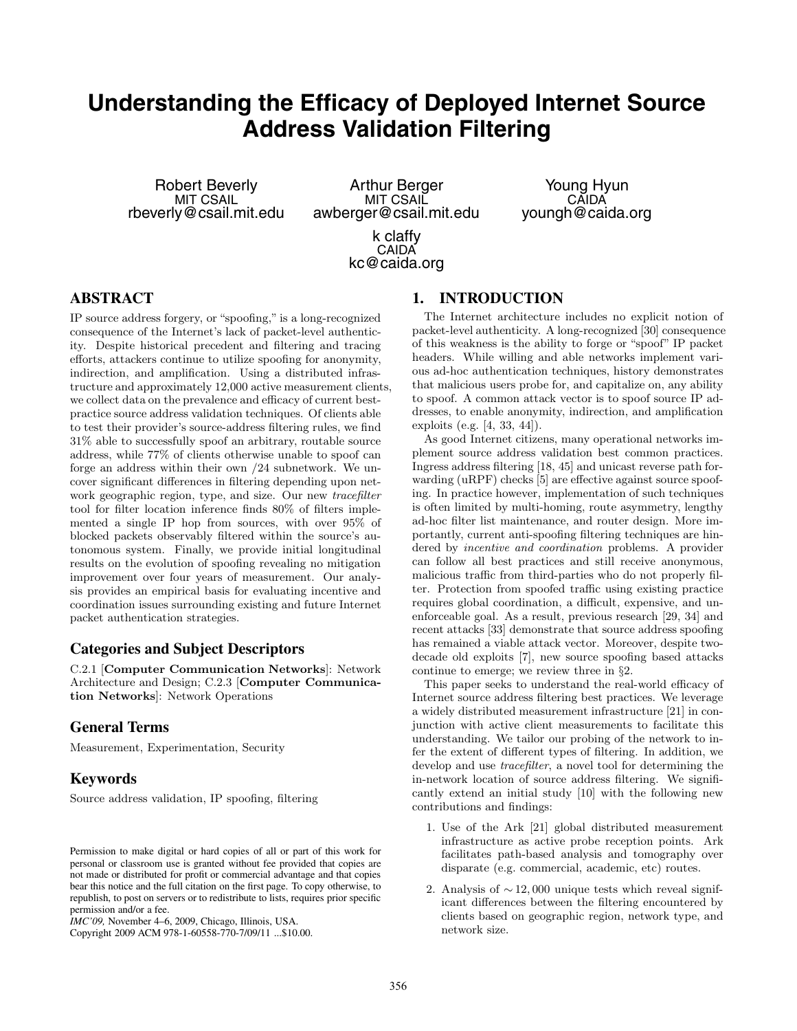# Understanding the Efficacy of Deployed Internet Source Address Validation Filtering

Robert Beverly
MIT CSAIL
rbeverly@csail.mit.edu

Arthur Berger
MIT CSAIL
awberger@csail.mit.edu

Young Hyun
CAIDA
youngh@caida.org

k claffy
CAIDA
kc@caida.org

## ABSTRACT

IP source address forgery, or "spoofing," is a long-recognized consequence of the Internet's lack of packet-level authenticity. Despite historical precedent and filtering and tracing efforts, attackers continue to utilize spoofing for anonymity, indirection, and amplification. Using a distributed infrastructure and approximately 12,000 active measurement clients, we collect data on the prevalence and efficacy of current best-practice source address validation techniques. Of clients able to test their provider's source-address filtering rules, we find 31% able to successfully spoof an arbitrary, routable source address, while 77% of clients otherwise unable to spoof can forge an address within their own /24 subnetwork. We uncover significant differences in filtering depending upon network geographic region, type, and size. Our new *tracefilter* tool for filter location inference finds 80% of filters implemented a single IP hop from sources, with over 95% of blocked packets observably filtered within the source's autonomous system. Finally, we provide initial longitudinal results on the evolution of spoofing revealing no mitigation improvement over four years of measurement. Our analysis provides an empirical basis for evaluating incentive and coordination issues surrounding existing and future Internet packet authentication strategies.

### Categories and Subject Descriptors

C.2.1 [**Computer Communication Networks**]: Network Architecture and Design; C.2.3 [**Computer Communication Networks**]: Network Operations

### General Terms

Measurement, Experimentation, Security

### Keywords

Source address validation, IP spoofing, filtering

Permission to make digital or hard copies of all or part of this work for personal or classroom use is granted without fee provided that copies are not made or distributed for profit or commercial advantage and that copies bear this notice and the full citation on the first page. To copy otherwise, to republish, to post on servers or to redistribute to lists, requires prior specific permission and/or a fee.
*IMC'09,* November 4–6, 2009, Chicago, Illinois, USA.
Copyright 2009 ACM 978-1-60558-770-7/09/11 ...$10.00.

## 1. INTRODUCTION

The Internet architecture includes no explicit notion of packet-level authenticity. A long-recognized [30] consequence of this weakness is the ability to forge or "spoof" IP packet headers. While willing and able networks implement various ad-hoc authentication techniques, history demonstrates that malicious users probe for, and capitalize on, any ability to spoof. A common attack vector is to spoof source IP addresses, to enable anonymity, indirection, and amplification exploits (e.g. [4, 33, 44]).

As good Internet citizens, many operational networks implement source address validation best common practices. Ingress address filtering [18, 45] and unicast reverse path forwarding (uRPF) checks [5] are effective against source spoofing. In practice however, implementation of such techniques is often limited by multi-homing, route asymmetry, lengthy ad-hoc filter list maintenance, and router design. More importantly, current anti-spoofing filtering techniques are hindered by *incentive and coordination* problems. A provider can follow all best practices and still receive anonymous, malicious traffic from third-parties who do not properly filter. Protection from spoofed traffic using existing practice requires global coordination, a difficult, expensive, and unenforceable goal. As a result, previous research [29, 34] and recent attacks [33] demonstrate that source address spoofing has remained a viable attack vector. Moreover, despite two-decade old exploits [7], new source spoofing based attacks continue to emerge; we review three in §2.

This paper seeks to understand the real-world efficacy of Internet source address filtering best practices. We leverage a widely distributed measurement infrastructure [21] in conjunction with active client measurements to facilitate this understanding. We tailor our probing of the network to infer the extent of different types of filtering. In addition, we develop and use *tracefilter*, a novel tool for determining the in-network location of source address filtering. We significantly extend an initial study [10] with the following new contributions and findings:

1. Use of the Ark [21] global distributed measurement infrastructure as active probe reception points. Ark facilitates path-based analysis and tomography over disparate (e.g. commercial, academic, etc) routes.
2. Analysis of $\sim 12,000$ unique tests which reveal significant differences between the filtering encountered by clients based on geographic region, network type, and network size.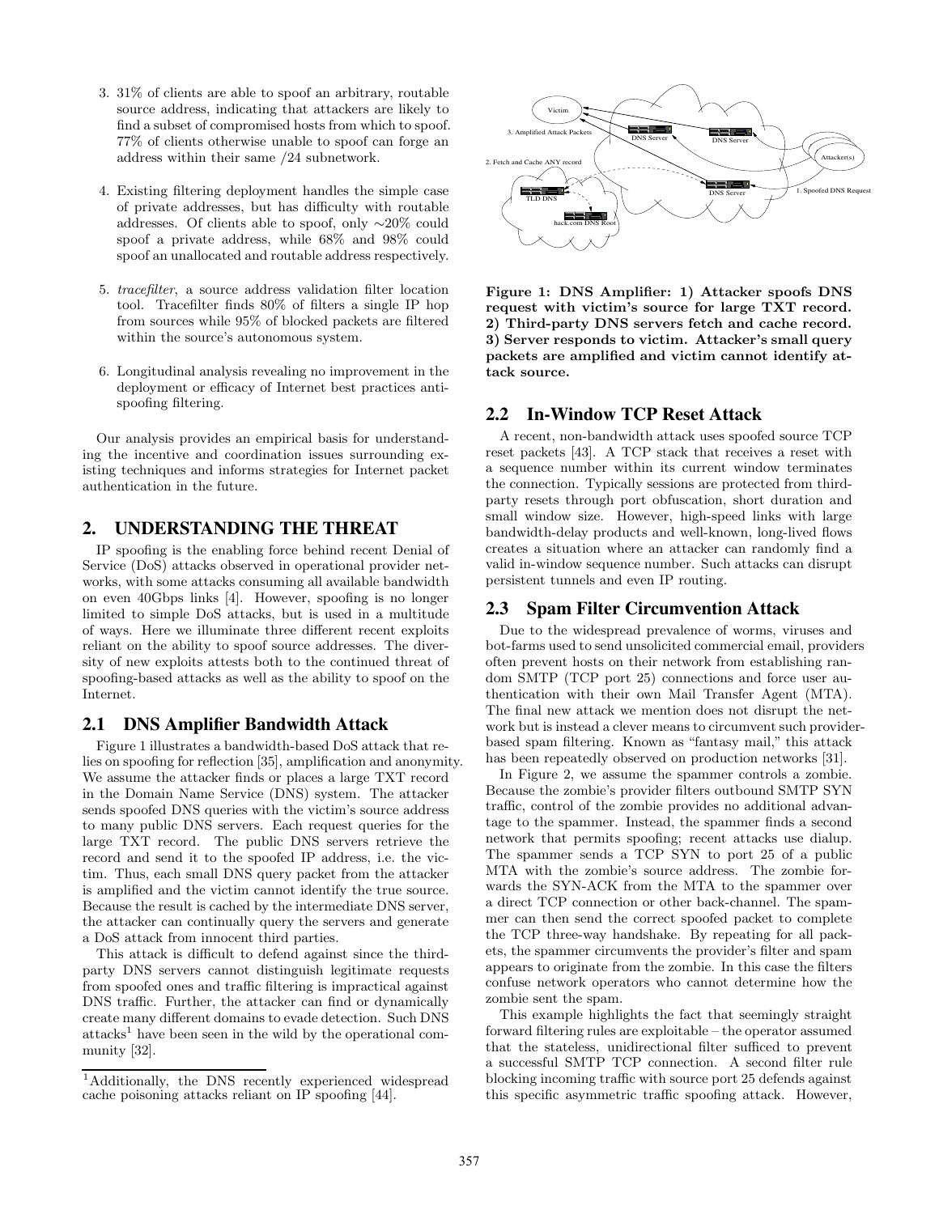3. 31% of clients are able to spoof an arbitrary, routable source address, indicating that attackers are likely to find a subset of compromised hosts from which to spoof. 77% of clients otherwise unable to spoof can forge an address within their same /24 subnetwork.

4. Existing filtering deployment handles the simple case of private addresses, but has difficulty with routable addresses. Of clients able to spoof, only ∼20% could spoof a private address, while 68% and 98% could spoof an unallocated and routable address respectively.

5. *tracefilter*, a source address validation filter location tool. Tracefilter finds 80% of filters a single IP hop from sources while 95% of blocked packets are filtered within the source's autonomous system.

6. Longitudinal analysis revealing no improvement in the deployment or efficacy of Internet best practices anti-spoofing filtering.

Our analysis provides an empirical basis for understanding the incentive and coordination issues surrounding existing techniques and informs strategies for Internet packet authentication in the future.

## 2. UNDERSTANDING THE THREAT

IP spoofing is the enabling force behind recent Denial of Service (DoS) attacks observed in operational provider networks, with some attacks consuming all available bandwidth on even 40Gbps links [4]. However, spoofing is no longer limited to simple DoS attacks, but is used in a multitude of ways. Here we illuminate three different recent exploits reliant on the ability to spoof source addresses. The diversity of new exploits attests both to the continued threat of spoofing-based attacks as well as the ability to spoof on the Internet.

### 2.1 DNS Amplifier Bandwidth Attack

Figure 1 illustrates a bandwidth-based DoS attack that relies on spoofing for reflection [35], amplification and anonymity. We assume the attacker finds or places a large TXT record in the Domain Name Service (DNS) system. The attacker sends spoofed DNS queries with the victim's source address to many public DNS servers. Each request queries for the large TXT record. The public DNS servers retrieve the record and send it to the spoofed IP address, i.e. the victim. Thus, each small DNS query packet from the attacker is amplified and the victim cannot identify the true source. Because the result is cached by the intermediate DNS server, the attacker can continually query the servers and generate a DoS attack from innocent third parties.

This attack is difficult to defend against since the third-party DNS servers cannot distinguish legitimate requests from spoofed ones and traffic filtering is impractical against DNS traffic. Further, the attacker can find or dynamically create many different domains to evade detection. Such DNS attacks[1] have been seen in the wild by the operational community [32].

[1] Additionally, the DNS recently experienced widespread cache poisoning attacks reliant on IP spoofing [44].

**Figure 1: DNS Amplifier: 1) Attacker spoofs DNS request with victim's source for large TXT record. 2) Third-party DNS servers fetch and cache record. 3) Server responds to victim. Attacker's small query packets are amplified and victim cannot identify attack source.**

### 2.2 In-Window TCP Reset Attack

A recent, non-bandwidth attack uses spoofed source TCP reset packets [43]. A TCP stack that receives a reset with a sequence number within its current window terminates the connection. Typically sessions are protected from third-party resets through port obfuscation, short duration and small window size. However, high-speed links with large bandwidth-delay products and well-known, long-lived flows creates a situation where an attacker can randomly find a valid in-window sequence number. Such attacks can disrupt persistent tunnels and even IP routing.

### 2.3 Spam Filter Circumvention Attack

Due to the widespread prevalence of worms, viruses and bot-farms used to send unsolicited commercial email, providers often prevent hosts on their network from establishing random SMTP (TCP port 25) connections and force user authentication with their own Mail Transfer Agent (MTA). The final new attack we mention does not disrupt the network but is instead a clever means to circumvent such provider-based spam filtering. Known as "fantasy mail," this attack has been repeatedly observed on production networks [31].

In Figure 2, we assume the spammer controls a zombie. Because the zombie's provider filters outbound SMTP SYN traffic, control of the zombie provides no additional advantage to the spammer. Instead, the spammer finds a second network that permits spoofing; recent attacks use dialup. The spammer sends a TCP SYN to port 25 of a public MTA with the zombie's source address. The zombie forwards the SYN-ACK from the MTA to the spammer over a direct TCP connection or other back-channel. The spammer can then send the correct spoofed packet to complete the TCP three-way handshake. By repeating for all packets, the spammer circumvents the provider's filter and spam appears to originate from the zombie. In this case the filters confuse network operators who cannot determine how the zombie sent the spam.

This example highlights the fact that seemingly straight forward filtering rules are exploitable – the operator assumed that the stateless, unidirectional filter sufficed to prevent a successful SMTP TCP connection. A second filter rule blocking incoming traffic with source port 25 defends against this specific asymmetric traffic spoofing attack. However,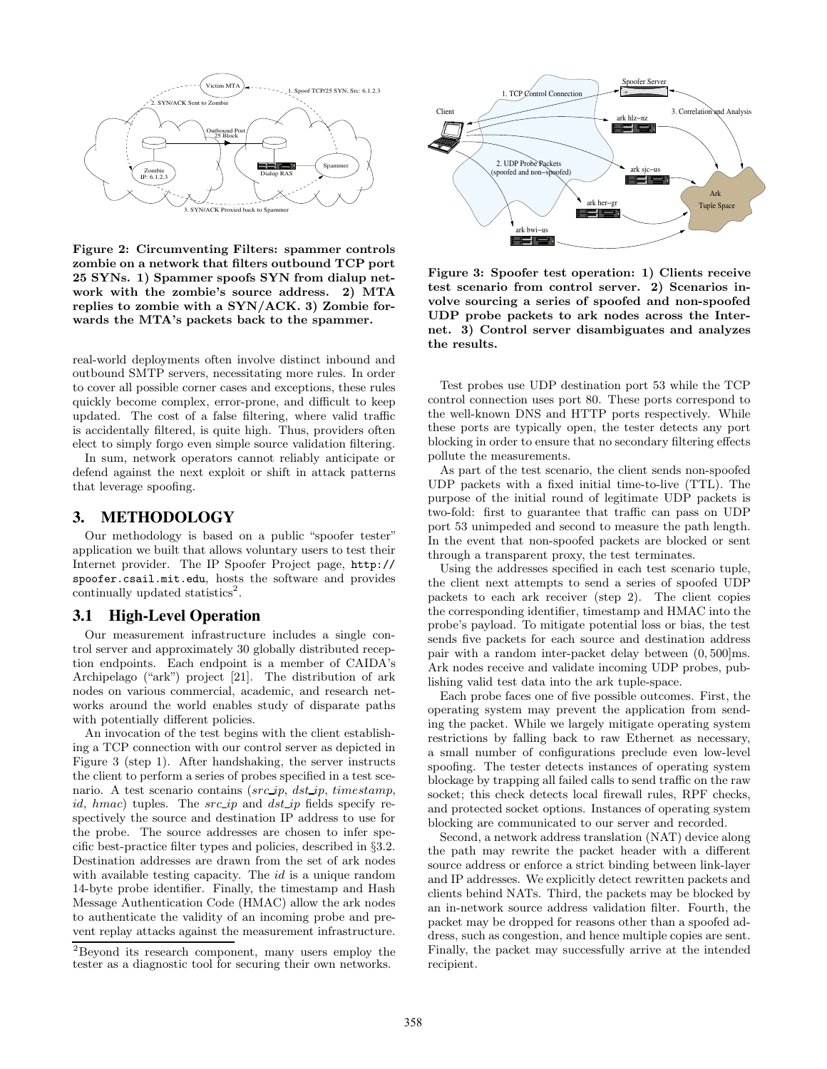Victim MTA

1. Spoof TCP/25 SYN, Src: 6.1.2.3

2. SYN/ACK Sent to Zombie

Outbound Port 25 Block

Zombie IP: 6.1.2.3

Dialup RAS

Spammer

3. SYN/ACK Proxied back to Spammer

**Figure 2: Circumventing Filters: spammer controls zombie on a network that filters outbound TCP port 25 SYNs. 1) Spammer spoofs SYN from dialup network with the zombie's source address. 2) MTA replies to zombie with a SYN/ACK. 3) Zombie forwards the MTA's packets back to the spammer.**

Spoofer Server

1. TCP Control Connection

Client

ark hlz–nz

3. Correlation and Analysis

2. UDP Probe Packets (spoofed and non–spoofed)

ark sjc–us

Ark Tuple Space

ark her–gr

ark bwi–us

**Figure 3: Spoofer test operation: 1) Clients receive test scenario from control server. 2) Scenarios involve sourcing a series of spoofed and non-spoofed UDP probe packets to ark nodes across the Internet. 3) Control server disambiguates and analyzes the results.**

real-world deployments often involve distinct inbound and outbound SMTP servers, necessitating more rules. In order to cover all possible corner cases and exceptions, these rules quickly become complex, error-prone, and difficult to keep updated. The cost of a false filtering, where valid traffic is accidentally filtered, is quite high. Thus, providers often elect to simply forgo even simple source validation filtering.

In sum, network operators cannot reliably anticipate or defend against the next exploit or shift in attack patterns that leverage spoofing.

## 3. METHODOLOGY

Our methodology is based on a public "spoofer tester" application we built that allows voluntary users to test their Internet provider. The IP Spoofer Project page, `http://spoofer.csail.mit.edu`, hosts the software and provides continually updated statistics[2].

### 3.1 High-Level Operation

Our measurement infrastructure includes a single control server and approximately 30 globally distributed reception endpoints. Each endpoint is a member of CAIDA's Archipelago ("ark") project [21]. The distribution of ark nodes on various commercial, academic, and research networks around the world enables study of disparate paths with potentially different policies.

An invocation of the test begins with the client establishing a TCP connection with our control server as depicted in Figure 3 (step 1). After handshaking, the server instructs the client to perform a series of probes specified in a test scenario. A test scenario contains (*src_ip*, *dst_ip*, *timestamp*, *id*, *hmac*) tuples. The *src_ip* and *dst_ip* fields specify respectively the source and destination IP address to use for the probe. The source addresses are chosen to infer specific best-practice filter types and policies, described in §3.2. Destination addresses are drawn from the set of ark nodes with available testing capacity. The *id* is a unique random 14-byte probe identifier. Finally, the timestamp and Hash Message Authentication Code (HMAC) allow the ark nodes to authenticate the validity of an incoming probe and prevent replay attacks against the measurement infrastructure.

[2]Beyond its research component, many users employ the tester as a diagnostic tool for securing their own networks.

Test probes use UDP destination port 53 while the TCP control connection uses port 80. These ports correspond to the well-known DNS and HTTP ports respectively. While these ports are typically open, the tester detects any port blocking in order to ensure that no secondary filtering effects pollute the measurements.

As part of the test scenario, the client sends non-spoofed UDP packets with a fixed initial time-to-live (TTL). The purpose of the initial round of legitimate UDP packets is two-fold: first to guarantee that traffic can pass on UDP port 53 unimpeded and second to measure the path length. In the event that non-spoofed packets are blocked or sent through a transparent proxy, the test terminates.

Using the addresses specified in each test scenario tuple, the client next attempts to send a series of spoofed UDP packets to each ark receiver (step 2). The client copies the corresponding identifier, timestamp and HMAC into the probe's payload. To mitigate potential loss or bias, the test sends five packets for each source and destination address pair with a random inter-packet delay between $(0, 500]$ms. Ark nodes receive and validate incoming UDP probes, publishing valid test data into the ark tuple-space.

Each probe faces one of five possible outcomes. First, the operating system may prevent the application from sending the packet. While we largely mitigate operating system restrictions by falling back to raw Ethernet as necessary, a small number of configurations preclude even low-level spoofing. The tester detects instances of operating system blockage by trapping all failed calls to send traffic on the raw socket; this check detects local firewall rules, RPF checks, and protected socket options. Instances of operating system blocking are communicated to our server and recorded.

Second, a network address translation (NAT) device along the path may rewrite the packet header with a different source address or enforce a strict binding between link-layer and IP addresses. We explicitly detect rewritten packets and clients behind NATs. Third, the packets may be blocked by an in-network source address validation filter. Fourth, the packet may be dropped for reasons other than a spoofed address, such as congestion, and hence multiple copies are sent. Finally, the packet may successfully arrive at the intended recipient.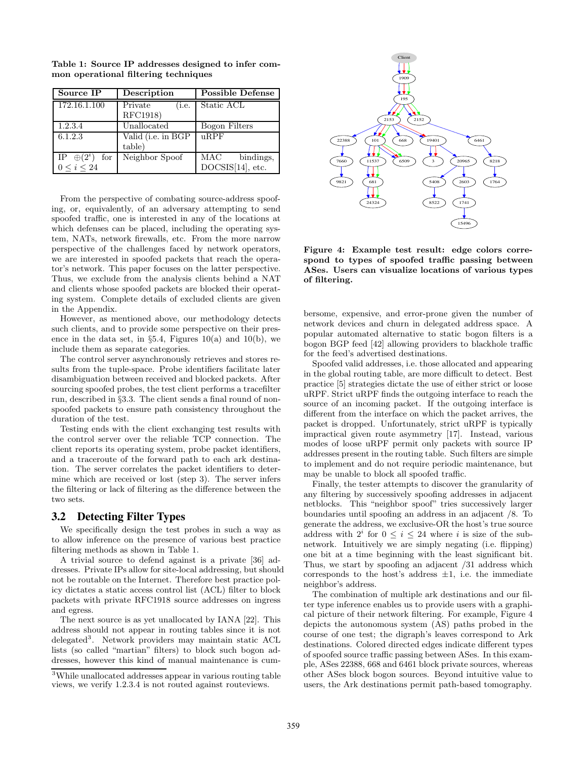**Table 1: Source IP addresses designed to infer common operational filtering techniques**

| Source IP | Description | Possible Defense |
|---|---|---|
| 172.16.1.100 | Private (i.e. RFC1918) | Static ACL |
| 1.2.3.4 | Unallocated | Bogon Filters |
| 6.1.2.3 | Valid (i.e. in BGP table) | uRPF |
| IP $\oplus(2^i)$ for $0 \le i \le 24$ | Neighbor Spoof | MAC bindings, DOCSIS[14], etc. |

From the perspective of combating source-address spoofing, or, equivalently, of an adversary attempting to send spoofed traffic, one is interested in any of the locations at which defenses can be placed, including the operating system, NATs, network firewalls, etc. From the more narrow perspective of the challenges faced by network operators, we are interested in spoofed packets that reach the operator's network. This paper focuses on the latter perspective. Thus, we exclude from the analysis clients behind a NAT and clients whose spoofed packets are blocked their operating system. Complete details of excluded clients are given in the Appendix.

However, as mentioned above, our methodology detects such clients, and to provide some perspective on their presence in the data set, in §5.4, Figures 10(a) and 10(b), we include them as separate categories.

The control server asynchronously retrieves and stores results from the tuple-space. Probe identifiers facilitate later disambiguation between received and blocked packets. After sourcing spoofed probes, the test client performs a tracefilter run, described in §3.3. The client sends a final round of non-spoofed packets to ensure path consistency throughout the duration of the test.

Testing ends with the client exchanging test results with the control server over the reliable TCP connection. The client reports its operating system, probe packet identifiers, and a traceroute of the forward path to each ark destination. The server correlates the packet identifiers to determine which are received or lost (step 3). The server infers the filtering or lack of filtering as the difference between the two sets.

### 3.2 Detecting Filter Types

We specifically design the test probes in such a way as to allow inference on the presence of various best practice filtering methods as shown in Table 1.

A trivial source to defend against is a private [36] addresses. Private IPs allow for site-local addressing, but should not be routable on the Internet. Therefore best practice policy dictates a static access control list (ACL) filter to block packets with private RFC1918 source addresses on ingress and egress.

The next source is as yet unallocated by IANA [22]. This address should not appear in routing tables since it is not delegated[3]. Network providers may maintain static ACL lists (so called "martian" filters) to block such bogon addresses, however this kind of manual maintenance is cumbersome, expensive, and error-prone given the number of network devices and churn in delegated address space. A popular automated alternative to static bogon filters is a bogon BGP feed [42] allowing providers to blackhole traffic for the feed's advertised destinations.

[3]While unallocated addresses appear in various routing table views, we verify 1.2.3.4 is not routed against routeviews.

**Figure 4: Example test result: edge colors correspond to types of spoofed traffic passing between ASes. Users can visualize locations of various types of filtering.**

Spoofed valid addresses, i.e. those allocated and appearing in the global routing table, are more difficult to detect. Best practice [5] strategies dictate the use of either strict or loose uRPF. Strict uRPF finds the outgoing interface to reach the source of an incoming packet. If the outgoing interface is different from the interface on which the packet arrives, the packet is dropped. Unfortunately, strict uRPF is typically impractical given route asymmetry [17]. Instead, various modes of loose uRPF permit only packets with source IP addresses present in the routing table. Such filters are simple to implement and do not require periodic maintenance, but may be unable to block all spoofed traffic.

Finally, the tester attempts to discover the granularity of any filtering by successively spoofing addresses in adjacent netblocks. This "neighbor spoof" tries successively larger boundaries until spoofing an address in an adjacent /8. To generate the address, we exclusive-OR the host's true source address with $2^i$ for $0 \le i \le 24$ where $i$ is size of the subnetwork. Intuitively we are simply negating (i.e. flipping) one bit at a time beginning with the least significant bit. Thus, we start by spoofing an adjacent /31 address which corresponds to the host's address $\pm 1$, i.e. the immediate neighbor's address.

The combination of multiple ark destinations and our filter type inference enables us to provide users with a graphical picture of their network filtering. For example, Figure 4 depicts the autonomous system (AS) paths probed in the course of one test; the digraph's leaves correspond to Ark destinations. Colored directed edges indicate different types of spoofed source traffic passing between ASes. In this example, ASes 22388, 668 and 6461 block private sources, whereas other ASes block bogon sources. Beyond intuitive value to users, the Ark destinations permit path-based tomography.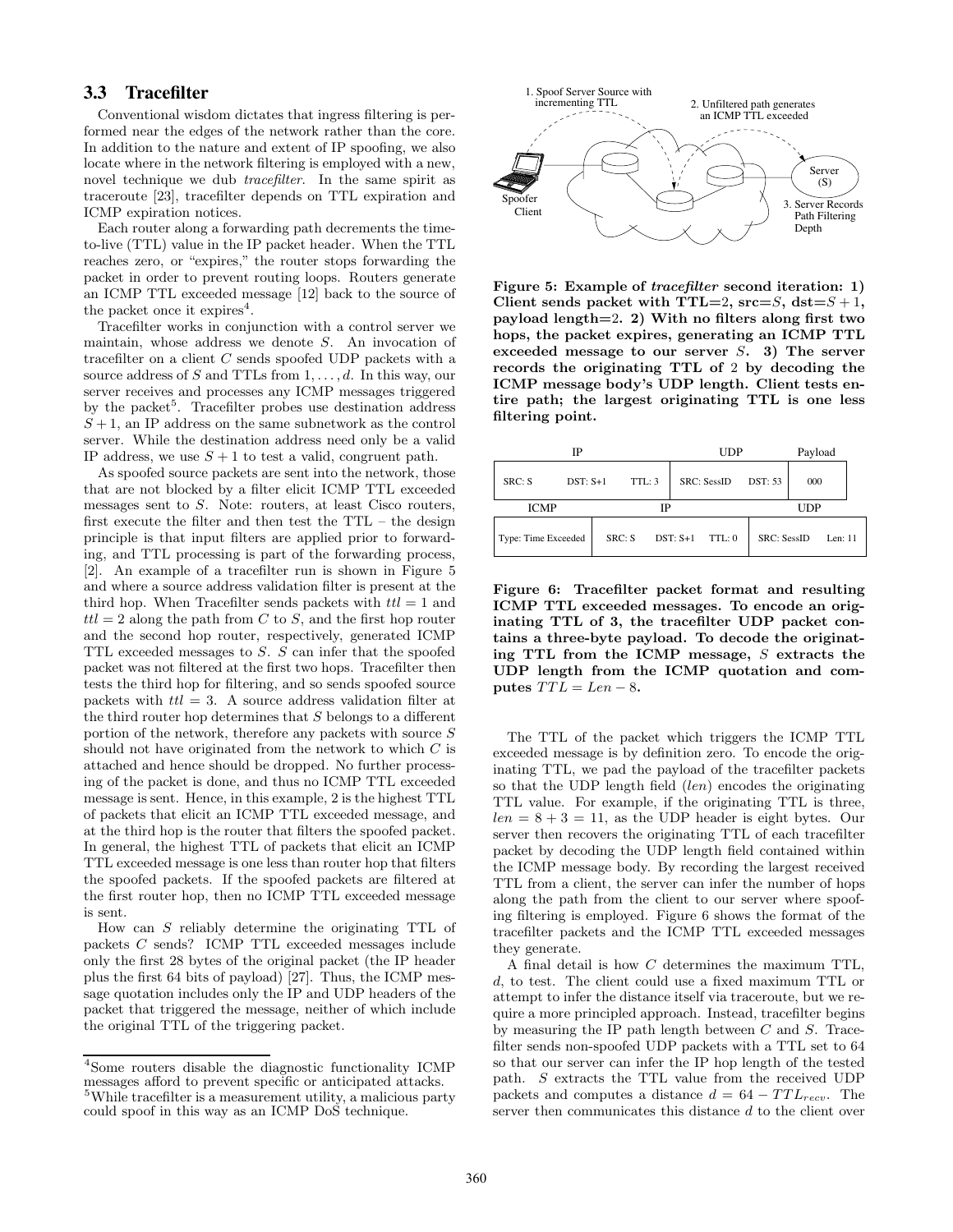### 3.3 Tracefilter

Conventional wisdom dictates that ingress filtering is performed near the edges of the network rather than the core. In addition to the nature and extent of IP spoofing, we also locate where in the network filtering is employed with a new, novel technique we dub *tracefilter*. In the same spirit as traceroute [23], tracefilter depends on TTL expiration and ICMP expiration notices.

Each router along a forwarding path decrements the time-to-live (TTL) value in the IP packet header. When the TTL reaches zero, or "expires," the router stops forwarding the packet in order to prevent routing loops. Routers generate an ICMP TTL exceeded message [12] back to the source of the packet once it expires[4].

Tracefilter works in conjunction with a control server we maintain, whose address we denote $S$. An invocation of tracefilter on a client $C$ sends spoofed UDP packets with a source address of $S$ and TTLs from $1, \ldots, d$. In this way, our server receives and processes any ICMP messages triggered by the packet[5]. Tracefilter probes use destination address $S+1$, an IP address on the same subnetwork as the control server. While the destination address need only be a valid IP address, we use $S+1$ to test a valid, congruent path.

As spoofed source packets are sent into the network, those that are not blocked by a filter elicit ICMP TTL exceeded messages sent to $S$. Note: routers, at least Cisco routers, first execute the filter and then test the TTL – the design principle is that input filters are applied prior to forwarding, and TTL processing is part of the forwarding process, [2]. An example of a tracefilter run is shown in Figure 5 and where a source address validation filter is present at the third hop. When Tracefilter sends packets with $ttl = 1$ and $ttl = 2$ along the path from $C$ to $S$, and the first hop router and the second hop router, respectively, generated ICMP TTL exceeded messages to $S$. $S$ can infer that the spoofed packet was not filtered at the first two hops. Tracefilter then tests the third hop for filtering, and so sends spoofed source packets with $ttl = 3$. A source address validation filter at the third router hop determines that $S$ belongs to a different portion of the network, therefore any packets with source $S$ should not have originated from the network to which $C$ is attached and hence should be dropped. No further processing of the packet is done, and thus no ICMP TTL exceeded message is sent. Hence, in this example, 2 is the highest TTL of packets that elicit an ICMP TTL exceeded message, and at the third hop is the router that filters the spoofed packet. In general, the highest TTL of packets that elicit an ICMP TTL exceeded message is one less than router hop that filters the spoofed packets. If the spoofed packets are filtered at the first router hop, then no ICMP TTL exceeded message is sent.

How can $S$ reliably determine the originating TTL of packets $C$ sends? ICMP TTL exceeded messages include only the first 28 bytes of the original packet (the IP header plus the first 64 bits of payload) [27]. Thus, the ICMP message quotation includes only the IP and UDP headers of the packet that triggered the message, neither of which include the original TTL of the triggering packet.

[4]Some routers disable the diagnostic functionality ICMP messages afford to prevent specific or anticipated attacks.

[5]While tracefilter is a measurement utility, a malicious party could spoof in this way as an ICMP DoS technique.

1. Spoof Server Source with incrementing TTL
2. Unfiltered path generates an ICMP TTL exceeded
3. Server Records Path Filtering Depth

Spoofer Client — Server (S)

**Figure 5: Example of *tracefilter* second iteration: 1) Client sends packet with TTL=2, src=$S$, dst=$S+1$, payload length=2. 2) With no filters along first two hops, the packet expires, generating an ICMP TTL exceeded message to our server $S$. 3) The server records the originating TTL of 2 by decoding the ICMP message body's UDP length. Client tests entire path; the largest originating TTL is one less filtering point.**

| IP | | | UDP | | Payload |
|---|---|---|---|---|---|
| SRC: S | DST: S+1 | TTL: 3 | SRC: SessID | DST: 53 | 000 |

| ICMP | IP | | | UDP | |
|---|---|---|---|---|---|
| Type: Time Exceeded | SRC: S | DST: S+1 | TTL: 0 | SRC: SessID | Len: 11 |

**Figure 6: Tracefilter packet format and resulting ICMP TTL exceeded messages. To encode an originating TTL of 3, the tracefilter UDP packet contains a three-byte payload. To decode the originating TTL from the ICMP message, $S$ extracts the UDP length from the ICMP quotation and computes $TTL = Len - 8$.**

The TTL of the packet which triggers the ICMP TTL exceeded message is by definition zero. To encode the originating TTL, we pad the payload of the tracefilter packets so that the UDP length field (*len*) encodes the originating TTL value. For example, if the originating TTL is three, $len = 8 + 3 = 11$, as the UDP header is eight bytes. Our server then recovers the originating TTL of each tracefilter packet by decoding the UDP length field contained within the ICMP message body. By recording the largest received TTL from a client, the server can infer the number of hops along the path from the client to our server where spoofing filtering is employed. Figure 6 shows the format of the tracefilter packets and the ICMP TTL exceeded messages they generate.

A final detail is how $C$ determines the maximum TTL, $d$, to test. The client could use a fixed maximum TTL or attempt to infer the distance itself via traceroute, but we require a more principled approach. Instead, tracefilter begins by measuring the IP path length between $C$ and $S$. Tracefilter sends non-spoofed UDP packets with a TTL set to 64 so that our server can infer the IP hop length of the tested path. $S$ extracts the TTL value from the received UDP packets and computes a distance $d = 64 - TTL_{recv}$. The server then communicates this distance $d$ to the client over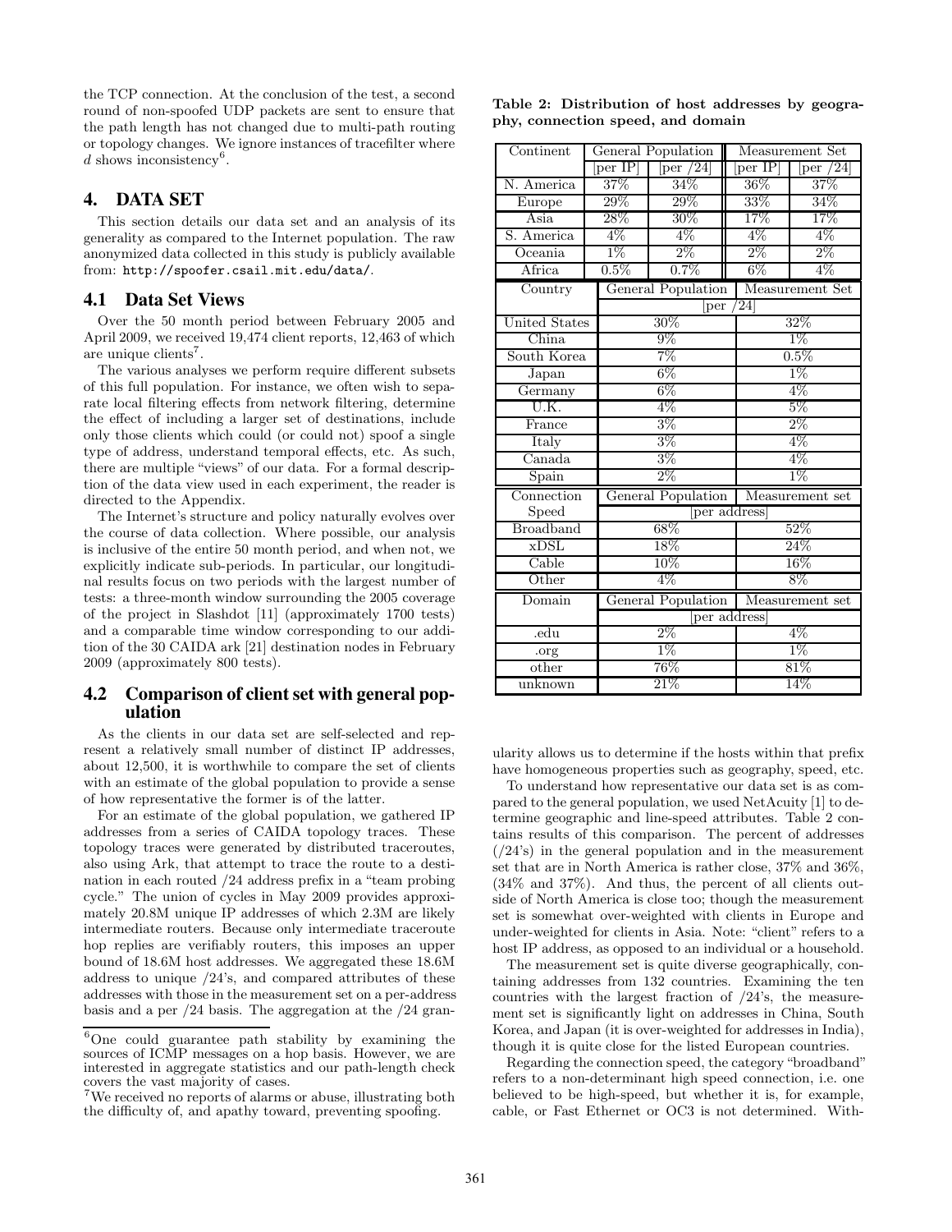the TCP connection. At the conclusion of the test, a second round of non-spoofed UDP packets are sent to ensure that the path length has not changed due to multi-path routing or topology changes. We ignore instances of tracefilter where $d$ shows inconsistency[6].

## 4. DATA SET

This section details our data set and an analysis of its generality as compared to the Internet population. The raw anonymized data collected in this study is publicly available from: `http://spoofer.csail.mit.edu/data/`.

### 4.1 Data Set Views

Over the 50 month period between February 2005 and April 2009, we received 19,474 client reports, 12,463 of which are unique clients[7].

The various analyses we perform require different subsets of this full population. For instance, we often wish to separate local filtering effects from network filtering, determine the effect of including a larger set of destinations, include only those clients which could (or could not) spoof a single type of address, understand temporal effects, etc. As such, there are multiple "views" of our data. For a formal description of the data view used in each experiment, the reader is directed to the Appendix.

The Internet's structure and policy naturally evolves over the course of data collection. Where possible, our analysis is inclusive of the entire 50 month period, and when not, we explicitly indicate sub-periods. In particular, our longitudinal results focus on two periods with the largest number of tests: a three-month window surrounding the 2005 coverage of the project in Slashdot [11] (approximately 1700 tests) and a comparable time window corresponding to our addition of the 30 CAIDA ark [21] destination nodes in February 2009 (approximately 800 tests).

### 4.2 Comparison of client set with general population

As the clients in our data set are self-selected and represent a relatively small number of distinct IP addresses, about 12,500, it is worthwhile to compare the set of clients with an estimate of the global population to provide a sense of how representative the former is of the latter.

For an estimate of the global population, we gathered IP addresses from a series of CAIDA topology traces. These topology traces were generated by distributed traceroutes, also using Ark, that attempt to trace the route to a destination in each routed /24 address prefix in a "team probing cycle." The union of cycles in May 2009 provides approximately 20.8M unique IP addresses of which 2.3M are likely intermediate routers. Because only intermediate traceroute hop replies are verifiably routers, this imposes an upper bound of 18.6M host addresses. We aggregated these 18.6M address to unique /24's, and compared attributes of these addresses with those in the measurement set on a per-address basis and a per /24 basis. The aggregation at the /24 granularity allows us to determine if the hosts within that prefix have homogeneous properties such as geography, speed, etc.

[6]One could guarantee path stability by examining the sources of ICMP messages on a hop basis. However, we are interested in aggregate statistics and our path-length check covers the vast majority of cases.

[7]We received no reports of alarms or abuse, illustrating both the difficulty of, and apathy toward, preventing spoofing.

**Table 2: Distribution of host addresses by geography, connection speed, and domain**

| Continent | General Population | | Measurement Set | |
|---|---|---|---|---|
| | [per IP] | [per /24] | [per IP] | [per /24] |
| N. America | 37% | 34% | 36% | 37% |
| Europe | 29% | 29% | 33% | 34% |
| Asia | 28% | 30% | 17% | 17% |
| S. America | 4% | 4% | 4% | 4% |
| Oceania | 1% | 2% | 2% | 2% |
| Africa | 0.5% | 0.7% | 6% | 4% |

| Country | General Population | Measurement Set |
|---|---|---|
| | [per /24] | |
| United States | 30% | 32% |
| China | 9% | 1% |
| South Korea | 7% | 0.5% |
| Japan | 6% | 1% |
| Germany | 6% | 4% |
| U.K. | 4% | 5% |
| France | 3% | 2% |
| Italy | 3% | 4% |
| Canada | 3% | 4% |
| Spain | 2% | 1% |

| Connection Speed | General Population | Measurement set |
|---|---|---|
| | [per address] | |
| Broadband | 68% | 52% |
| xDSL | 18% | 24% |
| Cable | 10% | 16% |
| Other | 4% | 8% |

| Domain | General Population | Measurement set |
|---|---|---|
| | [per address] | |
| .edu | 2% | 4% |
| .org | 1% | 1% |
| other | 76% | 81% |
| unknown | 21% | 14% |

To understand how representative our data set is as compared to the general population, we used NetAcuity [1] to determine geographic and line-speed attributes. Table 2 contains results of this comparison. The percent of addresses (/24's) in the general population and in the measurement set that are in North America is rather close, 37% and 36%, (34% and 37%). And thus, the percent of all clients outside of North America is close too; though the measurement set is somewhat over-weighted with clients in Europe and under-weighted for clients in Asia. Note: "client" refers to a host IP address, as opposed to an individual or a household.

The measurement set is quite diverse geographically, containing addresses from 132 countries. Examining the ten countries with the largest fraction of /24's, the measurement set is significantly light on addresses in China, South Korea, and Japan (it is over-weighted for addresses in India), though it is quite close for the listed European countries.

Regarding the connection speed, the category "broadband" refers to a non-determinant high speed connection, i.e. one believed to be high-speed, but whether it is, for example, cable, or Fast Ethernet or OC3 is not determined. With-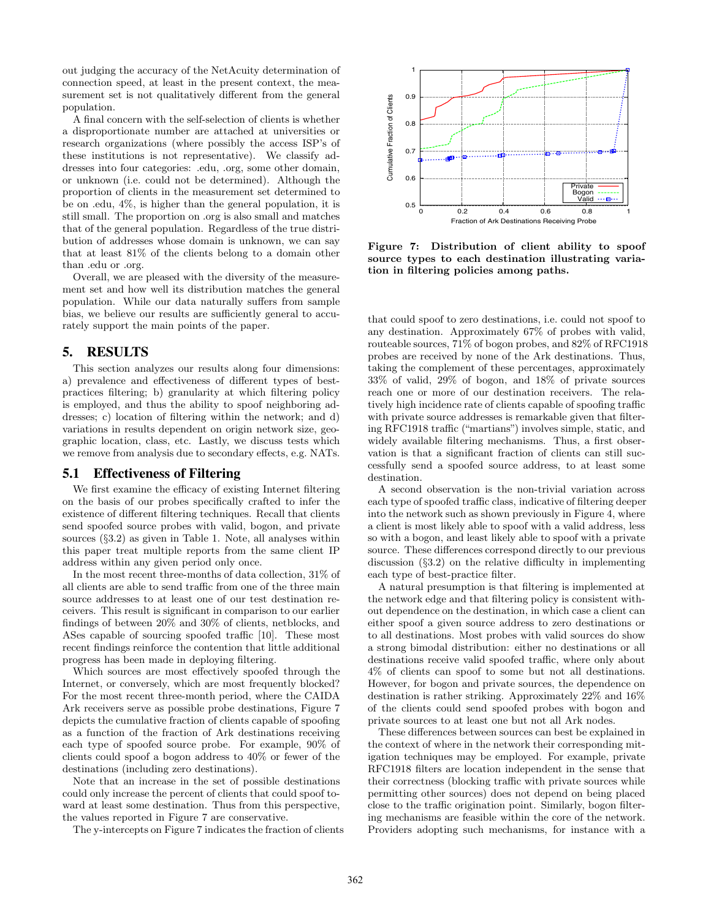out judging the accuracy of the NetAcuity determination of connection speed, at least in the present context, the measurement set is not qualitatively different from the general population.

A final concern with the self-selection of clients is whether a disproportionate number are attached at universities or research organizations (where possibly the access ISP's of these institutions is not representative). We classify addresses into four categories: .edu, .org, some other domain, or unknown (i.e. could not be determined). Although the proportion of clients in the measurement set determined to be on .edu, 4%, is higher than the general population, it is still small. The proportion on .org is also small and matches that of the general population. Regardless of the true distribution of addresses whose domain is unknown, we can say that at least 81% of the clients belong to a domain other than .edu or .org.

Overall, we are pleased with the diversity of the measurement set and how well its distribution matches the general population. While our data naturally suffers from sample bias, we believe our results are sufficiently general to accurately support the main points of the paper.

## 5. RESULTS

This section analyzes our results along four dimensions: a) prevalence and effectiveness of different types of best-practices filtering; b) granularity at which filtering policy is employed, and thus the ability to spoof neighboring addresses; c) location of filtering within the network; and d) variations in results dependent on origin network size, geographic location, class, etc. Lastly, we discuss tests which we remove from analysis due to secondary effects, e.g. NATs.

### 5.1 Effectiveness of Filtering

We first examine the efficacy of existing Internet filtering on the basis of our probes specifically crafted to infer the existence of different filtering techniques. Recall that clients send spoofed source probes with valid, bogon, and private sources (§3.2) as given in Table 1. Note, all analyses within this paper treat multiple reports from the same client IP address within any given period only once.

In the most recent three-months of data collection, 31% of all clients are able to send traffic from one of the three main source addresses to at least one of our test destination receivers. This result is significant in comparison to our earlier findings of between 20% and 30% of clients, netblocks, and ASes capable of sourcing spoofed traffic [10]. These most recent findings reinforce the contention that little additional progress has been made in deploying filtering.

Which sources are most effectively spoofed through the Internet, or conversely, which are most frequently blocked? For the most recent three-month period, where the CAIDA Ark receivers serve as possible probe destinations, Figure 7 depicts the cumulative fraction of clients capable of spoofing as a function of the fraction of Ark destinations receiving each type of spoofed source probe. For example, 90% of clients could spoof a bogon address to 40% or fewer of the destinations (including zero destinations).

Note that an increase in the set of possible destinations could only increase the percent of clients that could spoof toward at least some destination. Thus from this perspective, the values reported in Figure 7 are conservative.

The y-intercepts on Figure 7 indicates the fraction of clients that could spoof to zero destinations, i.e. could not spoof to any destination. Approximately 67% of probes with valid, routeable sources, 71% of bogon probes, and 82% of RFC1918 probes are received by none of the Ark destinations. Thus, taking the complement of these percentages, approximately 33% of valid, 29% of bogon, and 18% of private sources reach one or more of our destination receivers. The relatively high incidence rate of clients capable of spoofing traffic with private source addresses is remarkable given that filtering RFC1918 traffic ("martians") involves simple, static, and widely available filtering mechanisms. Thus, a first observation is that a significant fraction of clients can still successfully send a spoofed source address, to at least some destination.

**Figure 7: Distribution of client ability to spoof source types to each destination illustrating variation in filtering policies among paths.**

A second observation is the non-trivial variation across each type of spoofed traffic class, indicative of filtering deeper into the network such as shown previously in Figure 4, where a client is most likely able to spoof with a valid address, less so with a bogon, and least likely able to spoof with a private source. These differences correspond directly to our previous discussion (§3.2) on the relative difficulty in implementing each type of best-practice filter.

A natural presumption is that filtering is implemented at the network edge and that filtering policy is consistent without dependence on the destination, in which case a client can either spoof a given source address to zero destinations or to all destinations. Most probes with valid sources do show a strong bimodal distribution: either no destinations or all destinations receive valid spoofed traffic, where only about 4% of clients can spoof to some but not all destinations. However, for bogon and private sources, the dependence on destination is rather striking. Approximately 22% and 16% of the clients could send spoofed probes with bogon and private sources to at least one but not all Ark nodes.

These differences between sources can best be explained in the context of where in the network their corresponding mitigation techniques may be employed. For example, private RFC1918 filters are location independent in the sense that their correctness (blocking traffic with private sources while permitting other sources) does not depend on being placed close to the traffic origination point. Similarly, bogon filtering mechanisms are feasible within the core of the network. Providers adopting such mechanisms, for instance with a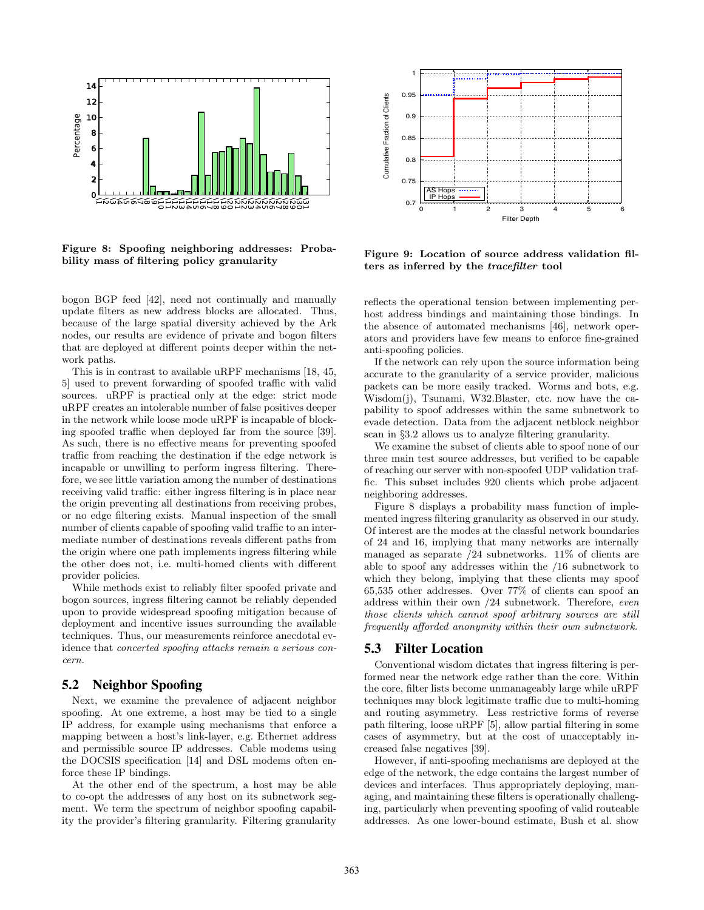Percentage
14
12
10
8
6
4
2
0
/1 /2 /3 /4 /5 /6 /7 /8 /9 /10 /11 /12 /13 /14 /15 /16 /17 /18 /19 /20 /21 /22 /23 /24 /25 /26 /27 /28 /29 /30 /31

**Figure 8: Spoofing neighboring addresses: Probability mass of filtering policy granularity**

Cumulative Fraction of Clients
1
0.95
0.9
0.85
0.8
0.75
0.7
0 1 2 3 4 5 6
Filter Depth
AS Hops
IP Hops

**Figure 9: Location of source address validation filters as inferred by the *tracefilter* tool**

bogon BGP feed [42], need not continually and manually update filters as new address blocks are allocated. Thus, because of the large spatial diversity achieved by the Ark nodes, our results are evidence of private and bogon filters that are deployed at different points deeper within the network paths.

This is in contrast to available uRPF mechanisms [18, 45, 5] used to prevent forwarding of spoofed traffic with valid sources. uRPF is practical only at the edge: strict mode uRPF creates an intolerable number of false positives deeper in the network while loose mode uRPF is incapable of blocking spoofed traffic when deployed far from the source [39]. As such, there is no effective means for preventing spoofed traffic from reaching the destination if the edge network is incapable or unwilling to perform ingress filtering. Therefore, we see little variation among the number of destinations receiving valid traffic: either ingress filtering is in place near the origin preventing all destinations from receiving probes, or no edge filtering exists. Manual inspection of the small number of clients capable of spoofing valid traffic to an intermediate number of destinations reveals different paths from the origin where one path implements ingress filtering while the other does not, i.e. multi-homed clients with different provider policies.

While methods exist to reliably filter spoofed private and bogon sources, ingress filtering cannot be reliably depended upon to provide widespread spoofing mitigation because of deployment and incentive issues surrounding the available techniques. Thus, our measurements reinforce anecdotal evidence that *concerted spoofing attacks remain a serious concern.*

## 5.2 Neighbor Spoofing

Next, we examine the prevalence of adjacent neighbor spoofing. At one extreme, a host may be tied to a single IP address, for example using mechanisms that enforce a mapping between a host's link-layer, e.g. Ethernet address and permissible source IP addresses. Cable modems using the DOCSIS specification [14] and DSL modems often enforce these IP bindings.

At the other end of the spectrum, a host may be able to co-opt the addresses of any host on its subnetwork segment. We term the spectrum of neighbor spoofing capability the provider's filtering granularity. Filtering granularity reflects the operational tension between implementing per-host address bindings and maintaining those bindings. In the absence of automated mechanisms [46], network operators and providers have few means to enforce fine-grained anti-spoofing policies.

If the network can rely upon the source information being accurate to the granularity of a service provider, malicious packets can be more easily tracked. Worms and bots, e.g. Wisdom(j), Tsunami, W32.Blaster, etc. now have the capability to spoof addresses within the same subnetwork to evade detection. Data from the adjacent netblock neighbor scan in §3.2 allows us to analyze filtering granularity.

We examine the subset of clients able to spoof none of our three main test source addresses, but verified to be capable of reaching our server with non-spoofed UDP validation traffic. This subset includes 920 clients which probe adjacent neighboring addresses.

Figure 8 displays a probability mass function of implemented ingress filtering granularity as observed in our study. Of interest are the modes at the classful network boundaries of 24 and 16, implying that many networks are internally managed as separate /24 subnetworks. 11% of clients are able to spoof any addresses within the /16 subnetwork to which they belong, implying that these clients may spoof 65,535 other addresses. Over 77% of clients can spoof an address within their own /24 subnetwork. Therefore, *even those clients which cannot spoof arbitrary sources are still frequently afforded anonymity within their own subnetwork.*

## 5.3 Filter Location

Conventional wisdom dictates that ingress filtering is performed near the network edge rather than the core. Within the core, filter lists become unmanageably large while uRPF techniques may block legitimate traffic due to multi-homing and routing asymmetry. Less restrictive forms of reverse path filtering, loose uRPF [5], allow partial filtering in some cases of asymmetry, but at the cost of unacceptably increased false negatives [39].

However, if anti-spoofing mechanisms are deployed at the edge of the network, the edge contains the largest number of devices and interfaces. Thus appropriately deploying, managing, and maintaining these filters is operationally challenging, particularly when preventing spoofing of valid routeable addresses. As one lower-bound estimate, Bush et al. show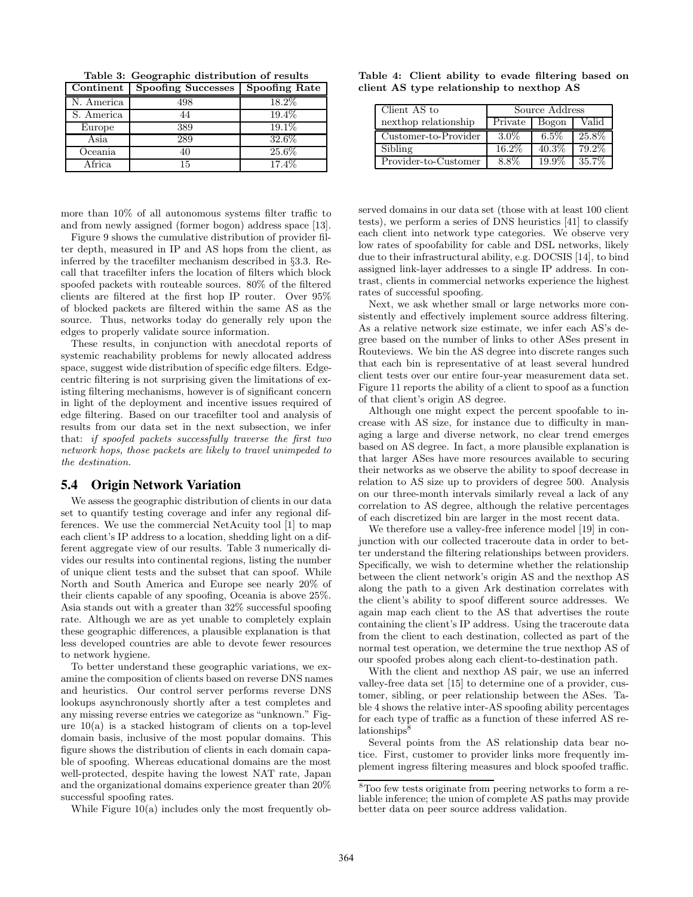**Table 3: Geographic distribution of results**

| Continent | Spoofing Successes | Spoofing Rate |
|---|---|---|
| N. America | 498 | 18.2% |
| S. America | 44 | 19.4% |
| Europe | 389 | 19.1% |
| Asia | 289 | 32.6% |
| Oceania | 40 | 25.6% |
| Africa | 15 | 17.4% |

more than 10% of all autonomous systems filter traffic to and from newly assigned (former bogon) address space [13].

Figure 9 shows the cumulative distribution of provider filter depth, measured in IP and AS hops from the client, as inferred by the tracefilter mechanism described in §3.3. Recall that tracefilter infers the location of filters which block spoofed packets with routeable sources. 80% of the filtered clients are filtered at the first hop IP router. Over 95% of blocked packets are filtered within the same AS as the source. Thus, networks today do generally rely upon the edges to properly validate source information.

These results, in conjunction with anecdotal reports of systemic reachability problems for newly allocated address space, suggest wide distribution of specific edge filters. Edge-centric filtering is not surprising given the limitations of existing filtering mechanisms, however is of significant concern in light of the deployment and incentive issues required of edge filtering. Based on our tracefilter tool and analysis of results from our data set in the next subsection, we infer that: *if spoofed packets successfully traverse the first two network hops, those packets are likely to travel unimpeded to the destination.*

## 5.4 Origin Network Variation

We assess the geographic distribution of clients in our data set to quantify testing coverage and infer any regional differences. We use the commercial NetAcuity tool [1] to map each client's IP address to a location, shedding light on a different aggregate view of our results. Table 3 numerically divides our results into continental regions, listing the number of unique client tests and the subset that can spoof. While North and South America and Europe see nearly 20% of their clients capable of any spoofing, Oceania is above 25%. Asia stands out with a greater than 32% successful spoofing rate. Although we are as yet unable to completely explain these geographic differences, a plausible explanation is that less developed countries are able to devote fewer resources to network hygiene.

To better understand these geographic variations, we examine the composition of clients based on reverse DNS names and heuristics. Our control server performs reverse DNS lookups asynchronously shortly after a test completes and any missing reverse entries we categorize as "unknown." Figure 10(a) is a stacked histogram of clients on a top-level domain basis, inclusive of the most popular domains. This figure shows the distribution of clients in each domain capable of spoofing. Whereas educational domains are the most well-protected, despite having the lowest NAT rate, Japan and the organizational domains experience greater than 20% successful spoofing rates.

While Figure 10(a) includes only the most frequently observed domains in our data set (those with at least 100 client tests), we perform a series of DNS heuristics [41] to classify each client into network type categories. We observe very low rates of spoofability for cable and DSL networks, likely due to their infrastructural ability, e.g. DOCSIS [14], to bind assigned link-layer addresses to a single IP address. In contrast, clients in commercial networks experience the highest rates of successful spoofing.

Next, we ask whether small or large networks more consistently and effectively implement source address filtering. As a relative network size estimate, we infer each AS's degree based on the number of links to other ASes present in Routeviews. We bin the AS degree into discrete ranges such that each bin is representative of at least several hundred client tests over our entire four-year measurement data set. Figure 11 reports the ability of a client to spoof as a function of that client's origin AS degree.

Although one might expect the percent spoofable to increase with AS size, for instance due to difficulty in managing a large and diverse network, no clear trend emerges based on AS degree. In fact, a more plausible explanation is that larger ASes have more resources available to securing their networks as we observe the ability to spoof decrease in relation to AS size up to providers of degree 500. Analysis on our three-month intervals similarly reveal a lack of any correlation to AS degree, although the relative percentages of each discretized bin are larger in the most recent data.

**Table 4: Client ability to evade filtering based on client AS type relationship to nexthop AS**

| Client AS to nexthop relationship | Source Address | | |
|---|---|---|---|
| | Private | Bogon | Valid |
| Customer-to-Provider | 3.0% | 6.5% | 25.8% |
| Sibling | 16.2% | 40.3% | 79.2% |
| Provider-to-Customer | 8.8% | 19.9% | 35.7% |

We therefore use a valley-free inference model [19] in conjunction with our collected traceroute data in order to better understand the filtering relationships between providers. Specifically, we wish to determine whether the relationship between the client network's origin AS and the nexthop AS along the path to a given Ark destination correlates with the client's ability to spoof different source addresses. We again map each client to the AS that advertises the route containing the client's IP address. Using the traceroute data from the client to each destination, collected as part of the normal test operation, we determine the true nexthop AS of our spoofed probes along each client-to-destination path.

With the client and nexthop AS pair, we use an inferred valley-free data set [15] to determine one of a provider, customer, sibling, or peer relationship between the ASes. Table 4 shows the relative inter-AS spoofing ability percentages for each type of traffic as a function of these inferred AS relationships[8]

Several points from the AS relationship data bear notice. First, customer to provider links more frequently implement ingress filtering measures and block spoofed traffic.

[8]Too few tests originate from peering networks to form a reliable inference; the union of complete AS paths may provide better data on peer source address validation.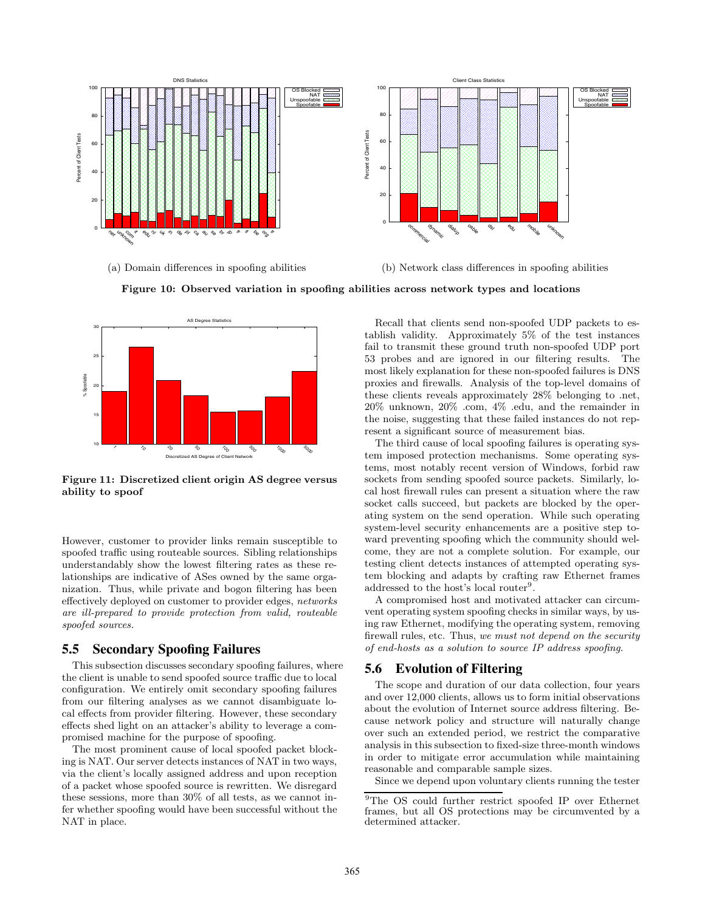(a) Domain differences in spoofing abilities

(b) Network class differences in spoofing abilities

**Figure 10: Observed variation in spoofing abilities across network types and locations**

**Figure 11: Discretized client origin AS degree versus ability to spoof**

However, customer to provider links remain susceptible to spoofed traffic using routeable sources. Sibling relationships understandably show the lowest filtering rates as these relationships are indicative of ASes owned by the same organization. Thus, while private and bogon filtering has been effectively deployed on customer to provider edges, *networks are ill-prepared to provide protection from valid, routeable spoofed sources.*

## 5.5 Secondary Spoofing Failures

This subsection discusses secondary spoofing failures, where the client is unable to send spoofed source traffic due to local configuration. We entirely omit secondary spoofing failures from our filtering analyses as we cannot disambiguate local effects from provider filtering. However, these secondary effects shed light on an attacker's ability to leverage a compromised machine for the purpose of spoofing.

The most prominent cause of local spoofed packet blocking is NAT. Our server detects instances of NAT in two ways, via the client's locally assigned address and upon reception of a packet whose spoofed source is rewritten. We disregard these sessions, more than 30% of all tests, as we cannot infer whether spoofing would have been successful without the NAT in place.

Recall that clients send non-spoofed UDP packets to establish validity. Approximately 5% of the test instances fail to transmit these ground truth non-spoofed UDP port 53 probes and are ignored in our filtering results. The most likely explanation for these non-spoofed failures is DNS proxies and firewalls. Analysis of the top-level domains of these clients reveals approximately 28% belonging to .net, 20% unknown, 20% .com, 4% .edu, and the remainder in the noise, suggesting that these failed instances do not represent a significant source of measurement bias.

The third cause of local spoofing failures is operating system imposed protection mechanisms. Some operating systems, most notably recent version of Windows, forbid raw sockets from sending spoofed source packets. Similarly, local host firewall rules can present a situation where the raw socket calls succeed, but packets are blocked by the operating system on the send operation. While such operating system-level security enhancements are a positive step toward preventing spoofing which the community should welcome, they are not a complete solution. For example, our testing client detects instances of attempted operating system blocking and adapts by crafting raw Ethernet frames addressed to the host's local router[9].

A compromised host and motivated attacker can circumvent operating system spoofing checks in similar ways, by using raw Ethernet, modifying the operating system, removing firewall rules, etc. Thus, *we must not depend on the security of end-hosts as a solution to source IP address spoofing.*

## 5.6 Evolution of Filtering

The scope and duration of our data collection, four years and over 12,000 clients, allows us to form initial observations about the evolution of Internet source address filtering. Because network policy and structure will naturally change over such an extended period, we restrict the comparative analysis in this subsection to fixed-size three-month windows in order to mitigate error accumulation while maintaining reasonable and comparable sample sizes.

Since we depend upon voluntary clients running the tester

[9]The OS could further restrict spoofed IP over Ethernet frames, but all OS protections may be circumvented by a determined attacker.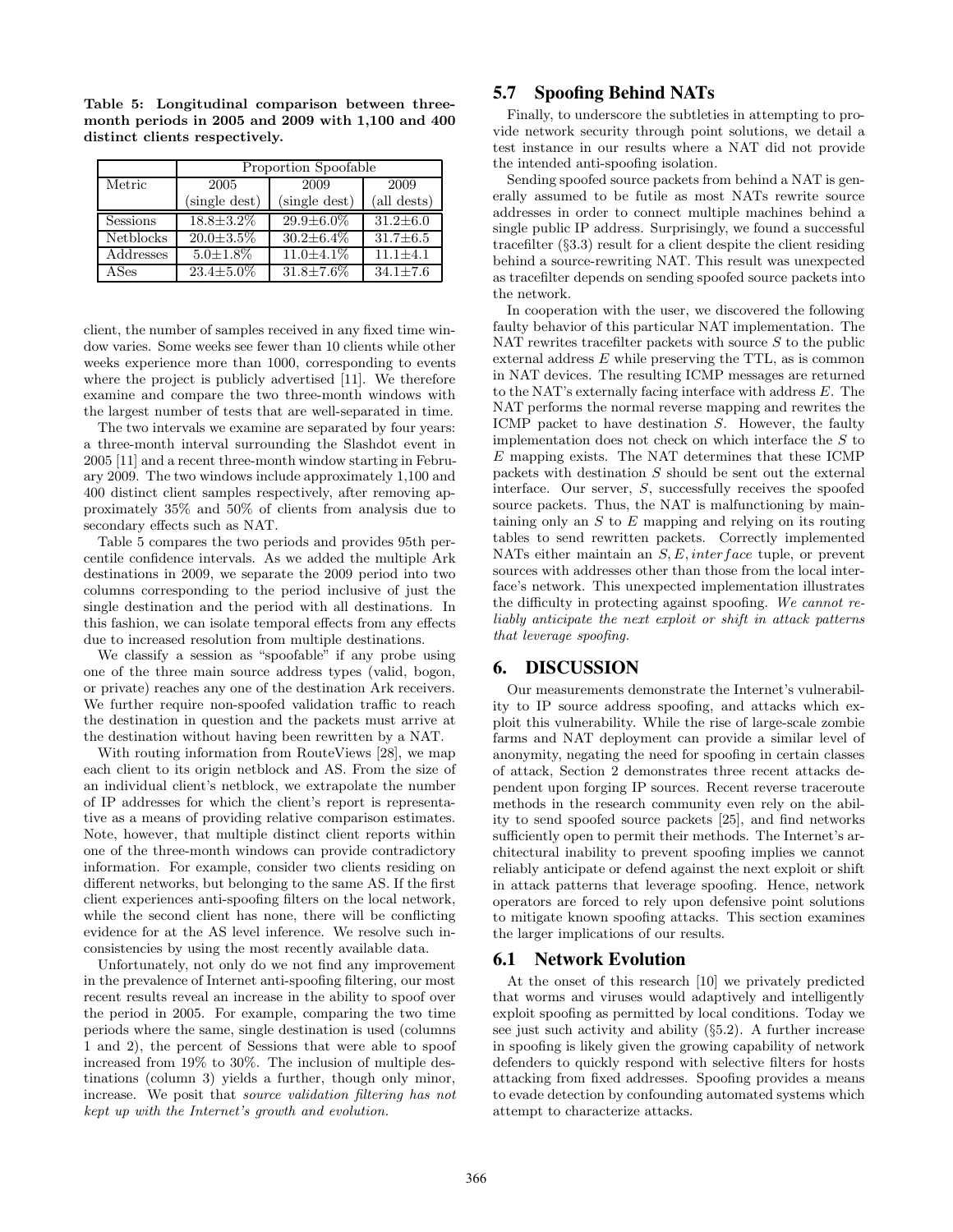**Table 5: Longitudinal comparison between three-month periods in 2005 and 2009 with 1,100 and 400 distinct clients respectively.**

| | Proportion Spoofable | | |
|---|---|---|---|
| Metric | 2005 (single dest) | 2009 (single dest) | 2009 (all dests) |
| Sessions | 18.8±3.2% | 29.9±6.0% | 31.2±6.0 |
| Netblocks | 20.0±3.5% | 30.2±6.4% | 31.7±6.5 |
| Addresses | 5.0±1.8% | 11.0±4.1% | 11.1±4.1 |
| ASes | 23.4±5.0% | 31.8±7.6% | 34.1±7.6 |

client, the number of samples received in any fixed time window varies. Some weeks see fewer than 10 clients while other weeks experience more than 1000, corresponding to events where the project is publicly advertised [11]. We therefore examine and compare the two three-month windows with the largest number of tests that are well-separated in time.

The two intervals we examine are separated by four years: a three-month interval surrounding the Slashdot event in 2005 [11] and a recent three-month window starting in February 2009. The two windows include approximately 1,100 and 400 distinct client samples respectively, after removing approximately 35% and 50% of clients from analysis due to secondary effects such as NAT.

Table 5 compares the two periods and provides 95th percentile confidence intervals. As we added the multiple Ark destinations in 2009, we separate the 2009 period into two columns corresponding to the period inclusive of just the single destination and the period with all destinations. In this fashion, we can isolate temporal effects from any effects due to increased resolution from multiple destinations.

We classify a session as "spoofable" if any probe using one of the three main source address types (valid, bogon, or private) reaches any one of the destination Ark receivers. We further require non-spoofed validation traffic to reach the destination in question and the packets must arrive at the destination without having been rewritten by a NAT.

With routing information from RouteViews [28], we map each client to its origin netblock and AS. From the size of an individual client's netblock, we extrapolate the number of IP addresses for which the client's report is representative as a means of providing relative comparison estimates. Note, however, that multiple distinct client reports within one of the three-month windows can provide contradictory information. For example, consider two clients residing on different networks, but belonging to the same AS. If the first client experiences anti-spoofing filters on the local network, while the second client has none, there will be conflicting evidence for at the AS level inference. We resolve such inconsistencies by using the most recently available data.

Unfortunately, not only do we not find any improvement in the prevalence of Internet anti-spoofing filtering, our most recent results reveal an increase in the ability to spoof over the period in 2005. For example, comparing the two time periods where the same, single destination is used (columns 1 and 2), the percent of Sessions that were able to spoof increased from 19% to 30%. The inclusion of multiple destinations (column 3) yields a further, though only minor, increase. We posit that *source validation filtering has not kept up with the Internet's growth and evolution.*

## 5.7 Spoofing Behind NATs

Finally, to underscore the subtleties in attempting to provide network security through point solutions, we detail a test instance in our results where a NAT did not provide the intended anti-spoofing isolation.

Sending spoofed source packets from behind a NAT is generally assumed to be futile as most NATs rewrite source addresses in order to connect multiple machines behind a single public IP address. Surprisingly, we found a successful tracefilter (§3.3) result for a client despite the client residing behind a source-rewriting NAT. This result was unexpected as tracefilter depends on sending spoofed source packets into the network.

In cooperation with the user, we discovered the following faulty behavior of this particular NAT implementation. The NAT rewrites tracefilter packets with source $S$ to the public external address $E$ while preserving the TTL, as is common in NAT devices. The resulting ICMP messages are returned to the NAT's externally facing interface with address $E$. The NAT performs the normal reverse mapping and rewrites the ICMP packet to have destination $S$. However, the faulty implementation does not check on which interface the $S$ to $E$ mapping exists. The NAT determines that these ICMP packets with destination $S$ should be sent out the external interface. Our server, $S$, successfully receives the spoofed source packets. Thus, the NAT is malfunctioning by maintaining only an $S$ to $E$ mapping and relying on its routing tables to send rewritten packets. Correctly implemented NATs either maintain an $S, E, interface$ tuple, or prevent sources with addresses other than those from the local interface's network. This unexpected implementation illustrates the difficulty in protecting against spoofing. *We cannot reliably anticipate the next exploit or shift in attack patterns that leverage spoofing.*

# 6. DISCUSSION

Our measurements demonstrate the Internet's vulnerability to IP source address spoofing, and attacks which exploit this vulnerability. While the rise of large-scale zombie farms and NAT deployment can provide a similar level of anonymity, negating the need for spoofing in certain classes of attack, Section 2 demonstrates three recent attacks dependent upon forging IP sources. Recent reverse traceroute methods in the research community even rely on the ability to send spoofed source packets [25], and find networks sufficiently open to permit their methods. The Internet's architectural inability to prevent spoofing implies we cannot reliably anticipate or defend against the next exploit or shift in attack patterns that leverage spoofing. Hence, network operators are forced to rely upon defensive point solutions to mitigate known spoofing attacks. This section examines the larger implications of our results.

## 6.1 Network Evolution

At the onset of this research [10] we privately predicted that worms and viruses would adaptively and intelligently exploit spoofing as permitted by local conditions. Today we see just such activity and ability (§5.2). A further increase in spoofing is likely given the growing capability of network defenders to quickly respond with selective filters for hosts attacking from fixed addresses. Spoofing provides a means to evade detection by confounding automated systems which attempt to characterize attacks.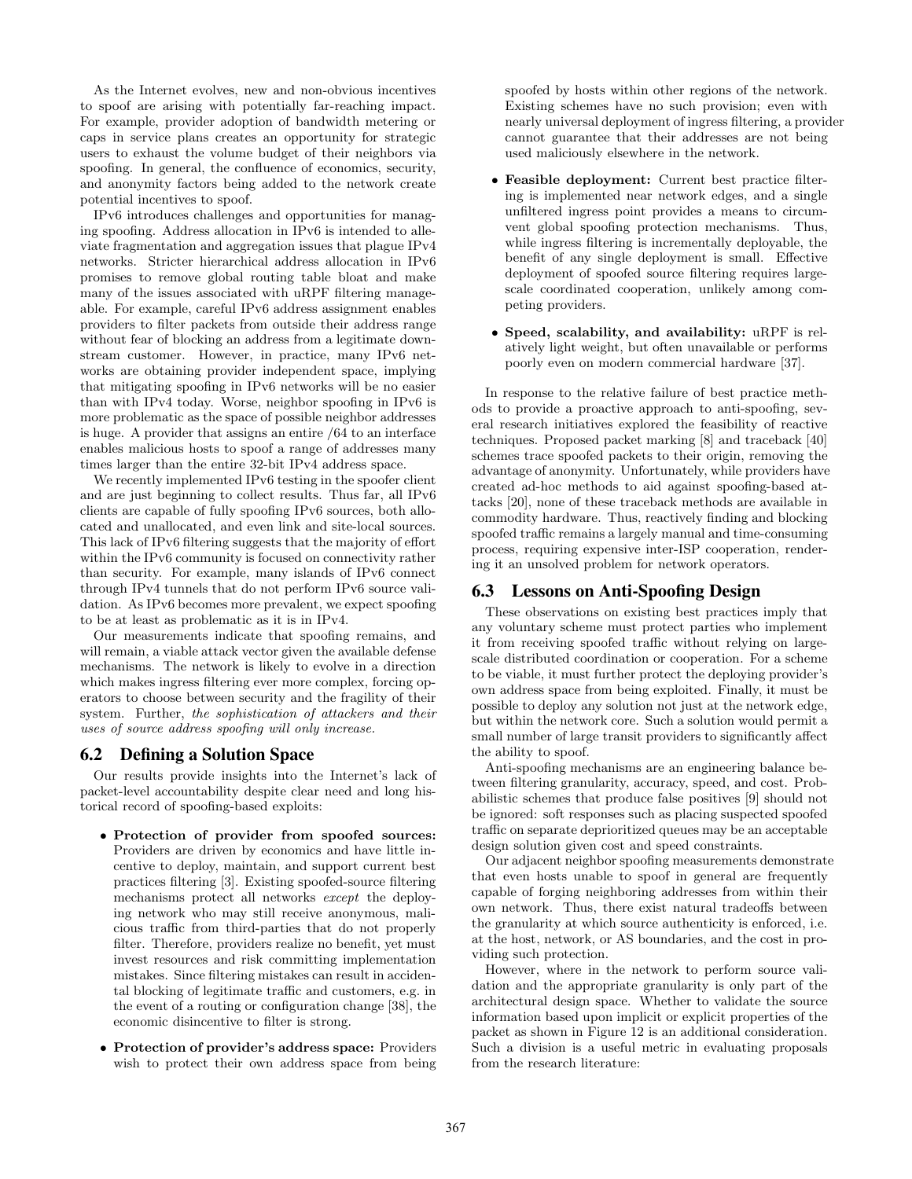As the Internet evolves, new and non-obvious incentives to spoof are arising with potentially far-reaching impact. For example, provider adoption of bandwidth metering or caps in service plans creates an opportunity for strategic users to exhaust the volume budget of their neighbors via spoofing. In general, the confluence of economics, security, and anonymity factors being added to the network create potential incentives to spoof.

IPv6 introduces challenges and opportunities for managing spoofing. Address allocation in IPv6 is intended to alleviate fragmentation and aggregation issues that plague IPv4 networks. Stricter hierarchical address allocation in IPv6 promises to remove global routing table bloat and make many of the issues associated with uRPF filtering manageable. For example, careful IPv6 address assignment enables providers to filter packets from outside their address range without fear of blocking an address from a legitimate downstream customer. However, in practice, many IPv6 networks are obtaining provider independent space, implying that mitigating spoofing in IPv6 networks will be no easier than with IPv4 today. Worse, neighbor spoofing in IPv6 is more problematic as the space of possible neighbor addresses is huge. A provider that assigns an entire /64 to an interface enables malicious hosts to spoof a range of addresses many times larger than the entire 32-bit IPv4 address space.

We recently implemented IPv6 testing in the spoofer client and are just beginning to collect results. Thus far, all IPv6 clients are capable of fully spoofing IPv6 sources, both allocated and unallocated, and even link and site-local sources. This lack of IPv6 filtering suggests that the majority of effort within the IPv6 community is focused on connectivity rather than security. For example, many islands of IPv6 connect through IPv4 tunnels that do not perform IPv6 source validation. As IPv6 becomes more prevalent, we expect spoofing to be at least as problematic as it is in IPv4.

Our measurements indicate that spoofing remains, and will remain, a viable attack vector given the available defense mechanisms. The network is likely to evolve in a direction which makes ingress filtering ever more complex, forcing operators to choose between security and the fragility of their system. Further, *the sophistication of attackers and their uses of source address spoofing will only increase.*

## 6.2 Defining a Solution Space

Our results provide insights into the Internet's lack of packet-level accountability despite clear need and long historical record of spoofing-based exploits:

- **Protection of provider from spoofed sources:** Providers are driven by economics and have little incentive to deploy, maintain, and support current best practices filtering [3]. Existing spoofed-source filtering mechanisms protect all networks *except* the deploying network who may still receive anonymous, malicious traffic from third-parties that do not properly filter. Therefore, providers realize no benefit, yet must invest resources and risk committing implementation mistakes. Since filtering mistakes can result in accidental blocking of legitimate traffic and customers, e.g. in the event of a routing or configuration change [38], the economic disincentive to filter is strong.
- **Protection of provider's address space:** Providers wish to protect their own address space from being spoofed by hosts within other regions of the network. Existing schemes have no such provision; even with nearly universal deployment of ingress filtering, a provider cannot guarantee that their addresses are not being used maliciously elsewhere in the network.
- **Feasible deployment:** Current best practice filtering is implemented near network edges, and a single unfiltered ingress point provides a means to circumvent global spoofing protection mechanisms. Thus, while ingress filtering is incrementally deployable, the benefit of any single deployment is small. Effective deployment of spoofed source filtering requires large-scale coordinated cooperation, unlikely among competing providers.
- **Speed, scalability, and availability:** uRPF is relatively light weight, but often unavailable or performs poorly even on modern commercial hardware [37].

In response to the relative failure of best practice methods to provide a proactive approach to anti-spoofing, several research initiatives explored the feasibility of reactive techniques. Proposed packet marking [8] and traceback [40] schemes trace spoofed packets to their origin, removing the advantage of anonymity. Unfortunately, while providers have created ad-hoc methods to aid against spoofing-based attacks [20], none of these traceback methods are available in commodity hardware. Thus, reactively finding and blocking spoofed traffic remains a largely manual and time-consuming process, requiring expensive inter-ISP cooperation, rendering it an unsolved problem for network operators.

## 6.3 Lessons on Anti-Spoofing Design

These observations on existing best practices imply that any voluntary scheme must protect parties who implement it from receiving spoofed traffic without relying on large-scale distributed coordination or cooperation. For a scheme to be viable, it must further protect the deploying provider's own address space from being exploited. Finally, it must be possible to deploy any solution not just at the network edge, but within the network core. Such a solution would permit a small number of large transit providers to significantly affect the ability to spoof.

Anti-spoofing mechanisms are an engineering balance between filtering granularity, accuracy, speed, and cost. Probabilistic schemes that produce false positives [9] should not be ignored: soft responses such as placing suspected spoofed traffic on separate deprioritized queues may be an acceptable design solution given cost and speed constraints.

Our adjacent neighbor spoofing measurements demonstrate that even hosts unable to spoof in general are frequently capable of forging neighboring addresses from within their own network. Thus, there exist natural tradeoffs between the granularity at which source authenticity is enforced, i.e. at the host, network, or AS boundaries, and the cost in providing such protection.

However, where in the network to perform source validation and the appropriate granularity is only part of the architectural design space. Whether to validate the source information based upon implicit or explicit properties of the packet as shown in Figure 12 is an additional consideration. Such a division is a useful metric in evaluating proposals from the research literature: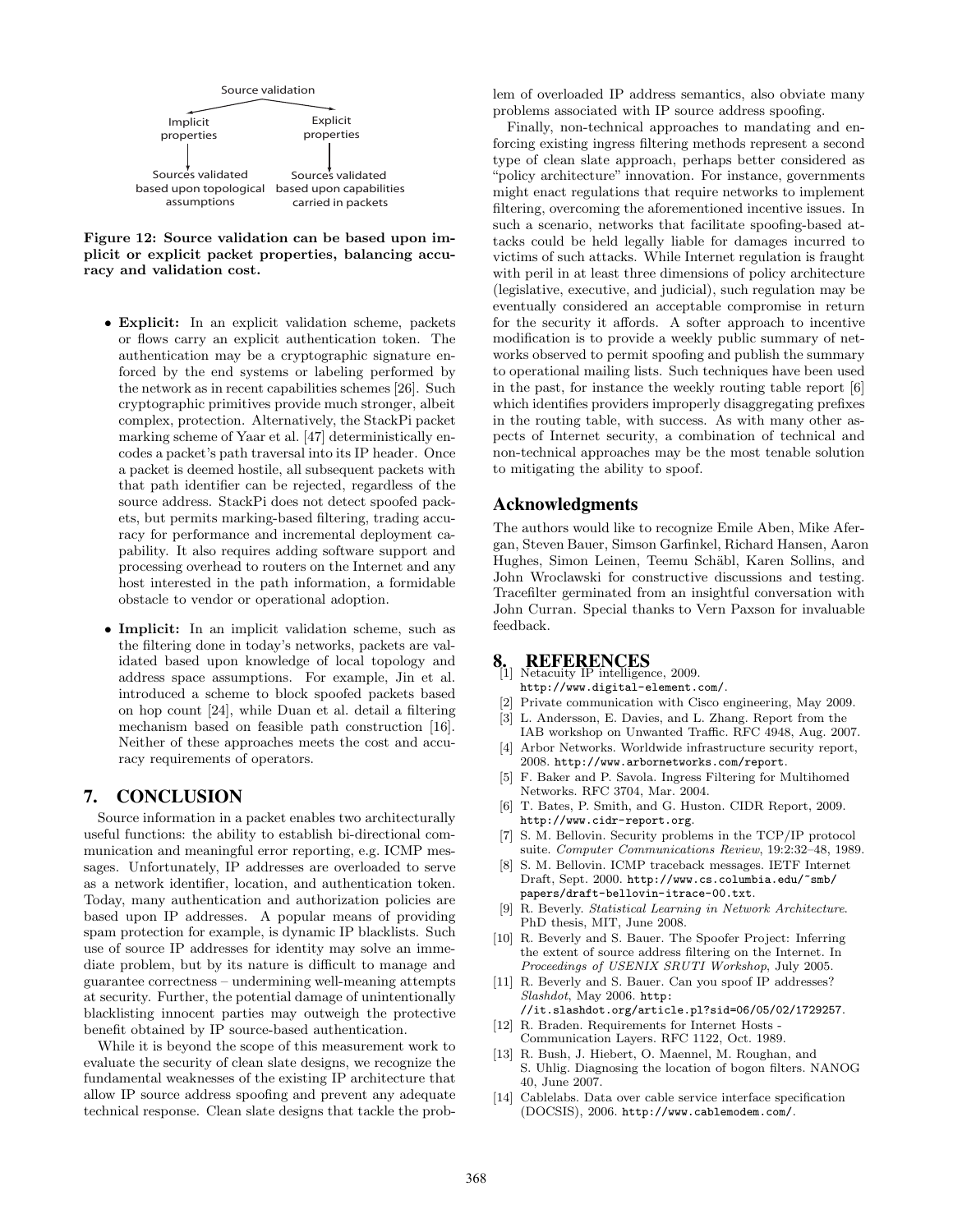Source validation

Implicit properties → Sources validated based upon topological assumptions

Explicit properties → Sources validated based upon capabilities carried in packets

**Figure 12: Source validation can be based upon implicit or explicit packet properties, balancing accuracy and validation cost.**

- **Explicit:** In an explicit validation scheme, packets or flows carry an explicit authentication token. The authentication may be a cryptographic signature enforced by the end systems or labeling performed by the network as in recent capabilities schemes [26]. Such cryptographic primitives provide much stronger, albeit complex, protection. Alternatively, the StackPi packet marking scheme of Yaar et al. [47] deterministically encodes a packet's path traversal into its IP header. Once a packet is deemed hostile, all subsequent packets with that path identifier can be rejected, regardless of the source address. StackPi does not detect spoofed packets, but permits marking-based filtering, trading accuracy for performance and incremental deployment capability. It also requires adding software support and processing overhead to routers on the Internet and any host interested in the path information, a formidable obstacle to vendor or operational adoption.
- **Implicit:** In an implicit validation scheme, such as the filtering done in today's networks, packets are validated based upon knowledge of local topology and address space assumptions. For example, Jin et al. introduced a scheme to block spoofed packets based on hop count [24], while Duan et al. detail a filtering mechanism based on feasible path construction [16]. Neither of these approaches meets the cost and accuracy requirements of operators.

## 7. CONCLUSION

Source information in a packet enables two architecturally useful functions: the ability to establish bi-directional communication and meaningful error reporting, e.g. ICMP messages. Unfortunately, IP addresses are overloaded to serve as a network identifier, location, and authentication token. Today, many authentication and authorization policies are based upon IP addresses. A popular means of providing spam protection for example, is dynamic IP blacklists. Such use of source IP addresses for identity may solve an immediate problem, but by its nature is difficult to manage and guarantee correctness – undermining well-meaning attempts at security. Further, the potential damage of unintentionally blacklisting innocent parties may outweigh the protective benefit obtained by IP source-based authentication.

While it is beyond the scope of this measurement work to evaluate the security of clean slate designs, we recognize the fundamental weaknesses of the existing IP architecture that allow IP source address spoofing and prevent any adequate technical response. Clean slate designs that tackle the problem of overloaded IP address semantics, also obviate many problems associated with IP source address spoofing.

Finally, non-technical approaches to mandating and enforcing existing ingress filtering methods represent a second type of clean slate approach, perhaps better considered as "policy architecture" innovation. For instance, governments might enact regulations that require networks to implement filtering, overcoming the aforementioned incentive issues. In such a scenario, networks that facilitate spoofing-based attacks could be held legally liable for damages incurred to victims of such attacks. While Internet regulation is fraught with peril in at least three dimensions of policy architecture (legislative, executive, and judicial), such regulation may be eventually considered an acceptable compromise in return for the security it affords. A softer approach to incentive modification is to provide a weekly public summary of networks observed to permit spoofing and publish the summary to operational mailing lists. Such techniques have been used in the past, for instance the weekly routing table report [6] which identifies providers improperly disaggregating prefixes in the routing table, with success. As with many other aspects of Internet security, a combination of technical and non-technical approaches may be the most tenable solution to mitigating the ability to spoof.

## Acknowledgments

The authors would like to recognize Emile Aben, Mike Afergan, Steven Bauer, Simson Garfinkel, Richard Hansen, Aaron Hughes, Simon Leinen, Teemu Schäbl, Karen Sollins, and John Wroclawski for constructive discussions and testing. Tracefilter germinated from an insightful conversation with John Curran. Special thanks to Vern Paxson for invaluable feedback.

## 8. REFERENCES

[1] Netacuity IP intelligence, 2009. http://www.digital-element.com/.

[2] Private communication with Cisco engineering, May 2009.

[3] L. Andersson, E. Davies, and L. Zhang. Report from the IAB workshop on Unwanted Traffic. RFC 4948, Aug. 2007.

[4] Arbor Networks. Worldwide infrastructure security report, 2008. http://www.arbornetworks.com/report.

[5] F. Baker and P. Savola. Ingress Filtering for Multihomed Networks. RFC 3704, Mar. 2004.

[6] T. Bates, P. Smith, and G. Huston. CIDR Report, 2009. http://www.cidr-report.org.

[7] S. M. Bellovin. Security problems in the TCP/IP protocol suite. *Computer Communications Review*, 19:2:32–48, 1989.

[8] S. M. Bellovin. ICMP traceback messages. IETF Internet Draft, Sept. 2000. http://www.cs.columbia.edu/~smb/papers/draft-bellovin-itrace-00.txt.

[9] R. Beverly. *Statistical Learning in Network Architecture*. PhD thesis, MIT, June 2008.

[10] R. Beverly and S. Bauer. The Spoofer Project: Inferring the extent of source address filtering on the Internet. In *Proceedings of USENIX SRUTI Workshop*, July 2005.

[11] R. Beverly and S. Bauer. Can you spoof IP addresses? *Slashdot*, May 2006. http://it.slashdot.org/article.pl?sid=06/05/02/1729257.

[12] R. Braden. Requirements for Internet Hosts - Communication Layers. RFC 1122, Oct. 1989.

[13] R. Bush, J. Hiebert, O. Maennel, M. Roughan, and S. Uhlig. Diagnosing the location of bogon filters. NANOG 40, June 2007.

[14] Cablelabs. Data over cable service interface specification (DOCSIS), 2006. http://www.cablemodem.com/.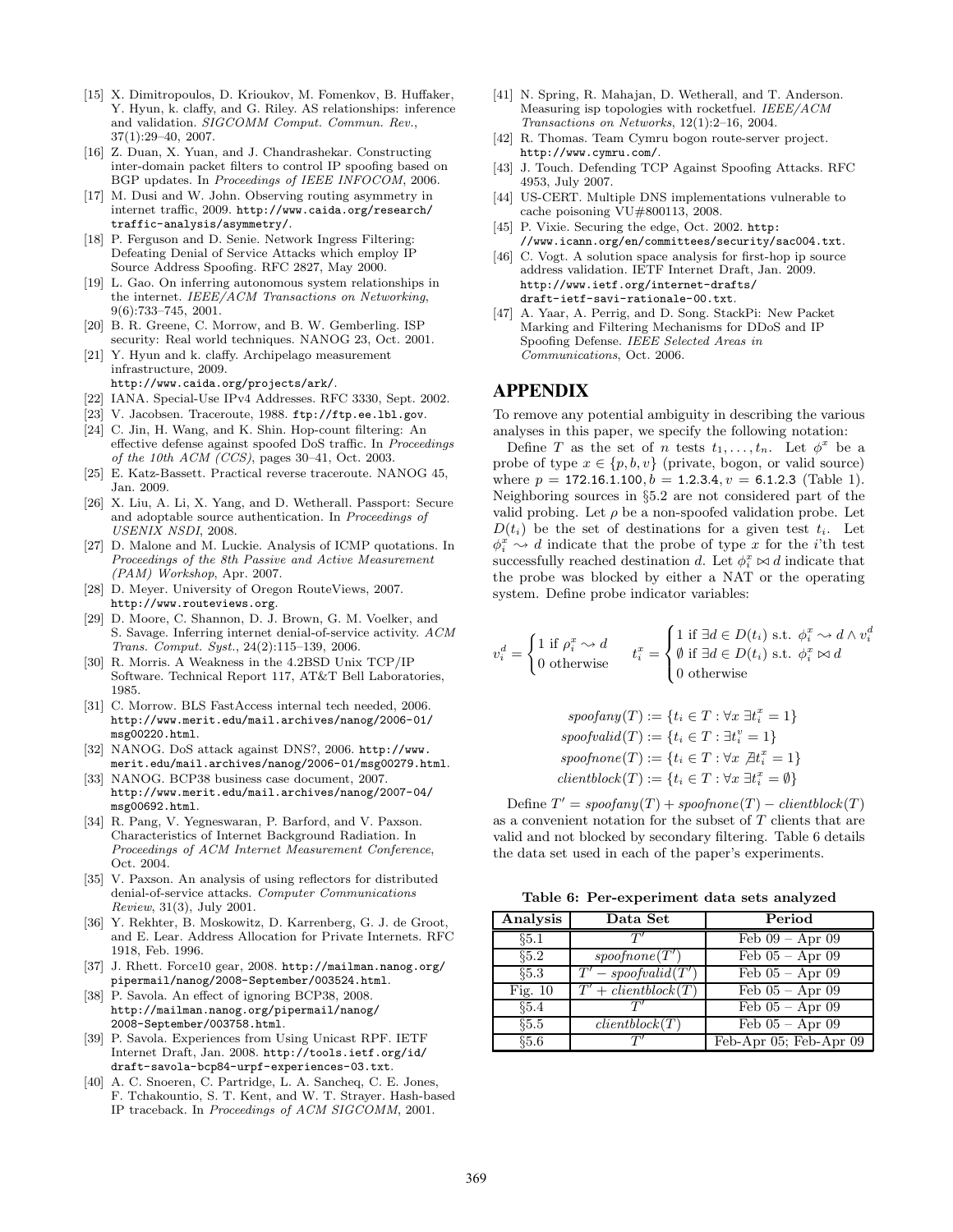[15] X. Dimitropoulos, D. Krioukov, M. Fomenkov, B. Huffaker, Y. Hyun, k. claffy, and G. Riley. AS relationships: inference and validation. *SIGCOMM Comput. Commun. Rev.*, 37(1):29–40, 2007.

[16] Z. Duan, X. Yuan, and J. Chandrashekar. Constructing inter-domain packet filters to control IP spoofing based on BGP updates. In *Proceedings of IEEE INFOCOM*, 2006.

[17] M. Dusi and W. John. Observing routing asymmetry in internet traffic, 2009. http://www.caida.org/research/traffic-analysis/asymmetry/.

[18] P. Ferguson and D. Senie. Network Ingress Filtering: Defeating Denial of Service Attacks which employ IP Source Address Spoofing. RFC 2827, May 2000.

[19] L. Gao. On inferring autonomous system relationships in the internet. *IEEE/ACM Transactions on Networking*, 9(6):733–745, 2001.

[20] B. R. Greene, C. Morrow, and B. W. Gemberling. ISP security: Real world techniques. NANOG 23, Oct. 2001.

[21] Y. Hyun and k. claffy. Archipelago measurement infrastructure, 2009. http://www.caida.org/projects/ark/.

[22] IANA. Special-Use IPv4 Addresses. RFC 3330, Sept. 2002.

[23] V. Jacobsen. Traceroute, 1988. ftp://ftp.ee.lbl.gov.

[24] C. Jin, H. Wang, and K. Shin. Hop-count filtering: An effective defense against spoofed DoS traffic. In *Proceedings of the 10th ACM (CCS)*, pages 30–41, Oct. 2003.

[25] E. Katz-Bassett. Practical reverse traceroute. NANOG 45, Jan. 2009.

[26] X. Liu, A. Li, X. Yang, and D. Wetherall. Passport: Secure and adoptable source authentication. In *Proceedings of USENIX NSDI*, 2008.

[27] D. Malone and M. Luckie. Analysis of ICMP quotations. In *Proceedings of the 8th Passive and Active Measurement (PAM) Workshop*, Apr. 2007.

[28] D. Meyer. University of Oregon RouteViews, 2007. http://www.routeviews.org.

[29] D. Moore, C. Shannon, D. J. Brown, G. M. Voelker, and S. Savage. Inferring internet denial-of-service activity. *ACM Trans. Comput. Syst.*, 24(2):115–139, 2006.

[30] R. Morris. A Weakness in the 4.2BSD Unix TCP/IP Software. Technical Report 117, AT&T Bell Laboratories, 1985.

[31] C. Morrow. BLS FastAccess internal tech needed, 2006. http://www.merit.edu/mail.archives/nanog/2006-01/msg00220.html.

[32] NANOG. DoS attack against DNS?, 2006. http://www.merit.edu/mail.archives/nanog/2006-01/msg00279.html.

[33] NANOG. BCP38 business case document, 2007. http://www.merit.edu/mail.archives/nanog/2007-04/msg00692.html.

[34] R. Pang, V. Yegneswaran, P. Barford, and V. Paxson. Characteristics of Internet Background Radiation. In *Proceedings of ACM Internet Measurement Conference*, Oct. 2004.

[35] V. Paxson. An analysis of using reflectors for distributed denial-of-service attacks. *Computer Communications Review*, 31(3), July 2001.

[36] Y. Rekhter, B. Moskowitz, D. Karrenberg, G. J. de Groot, and E. Lear. Address Allocation for Private Internets. RFC 1918, Feb. 1996.

[37] J. Rhett. Force10 gear, 2008. http://mailman.nanog.org/pipermail/nanog/2008-September/003524.html.

[38] P. Savola. An effect of ignoring BCP38, 2008. http://mailman.nanog.org/pipermail/nanog/2008-September/003758.html.

[39] P. Savola. Experiences from Using Unicast RPF. IETF Internet Draft, Jan. 2008. http://tools.ietf.org/id/draft-savola-bcp84-urpf-experiences-03.txt.

[40] A. C. Snoeren, C. Partridge, L. A. Sancheq, C. E. Jones, F. Tchakountio, S. T. Kent, and W. T. Strayer. Hash-based IP traceback. In *Proceedings of ACM SIGCOMM*, 2001.

[41] N. Spring, R. Mahajan, D. Wetherall, and T. Anderson. Measuring isp topologies with rocketfuel. *IEEE/ACM Transactions on Networks*, 12(1):2–16, 2004.

[42] R. Thomas. Team Cymru bogon route-server project. http://www.cymru.com/.

[43] J. Touch. Defending TCP Against Spoofing Attacks. RFC 4953, July 2007.

[44] US-CERT. Multiple DNS implementations vulnerable to cache poisoning VU#800113, 2008.

[45] P. Vixie. Securing the edge, Oct. 2002. http://www.icann.org/en/committees/security/sac004.txt.

[46] C. Vogt. A solution space analysis for first-hop ip source address validation. IETF Internet Draft, Jan. 2009. http://www.ietf.org/internet-drafts/draft-ietf-savi-rationale-00.txt.

[47] A. Yaar, A. Perrig, and D. Song. StackPi: New Packet Marking and Filtering Mechanisms for DDoS and IP Spoofing Defense. *IEEE Selected Areas in Communications*, Oct. 2006.

## APPENDIX

To remove any potential ambiguity in describing the various analyses in this paper, we specify the following notation:

Define $T$ as the set of $n$ tests $t_1, \ldots, t_n$. Let $\phi^x$ be a probe of type $x \in \{p, b, v\}$ (private, bogon, or valid source) where $p = 172.16.1.100, b = 1.2.3.4, v = 6.1.2.3$ (Table 1). Neighboring sources in §5.2 are not considered part of the valid probing. Let $\rho$ be a non-spoofed validation probe. Let $D(t_i)$ be the set of destinations for a given test $t_i$. Let $\phi^x_i \rightsquigarrow d$ indicate that the probe of type $x$ for the $i$'th test successfully reached destination $d$. Let $\phi^x_i \bowtie d$ indicate that the probe was blocked by either a NAT or the operating system. Define probe indicator variables:

$$v_i^d = \begin{cases} 1 \text{ if } \rho_i^x \rightsquigarrow d \\ 0 \text{ otherwise} \end{cases} \qquad t_i^x = \begin{cases} 1 \text{ if } \exists d \in D(t_i) \text{ s.t. } \phi_i^x \rightsquigarrow d \wedge v_i^d \\ \emptyset \text{ if } \exists d \in D(t_i) \text{ s.t. } \phi_i^x \bowtie d \\ 0 \text{ otherwise} \end{cases}$$

$$\begin{aligned} spoofany(T) &:= \{t_i \in T : \forall x \ \exists t_i^x = 1\} \\ spoofvalid(T) &:= \{t_i \in T : \exists t_i^v = 1\} \\ spoofnone(T) &:= \{t_i \in T : \forall x \ \nexists t_i^x = 1\} \\ clientblock(T) &:= \{t_i \in T : \forall x \ \exists t_i^x = \emptyset\} \end{aligned}$$

Define $T' = spoofany(T) + spoofnone(T) - clientblock(T)$ as a convenient notation for the subset of $T$ clients that are valid and not blocked by secondary filtering. Table 6 details the data set used in each of the paper's experiments.

**Table 6: Per-experiment data sets analyzed**

| Analysis | Data Set | Period |
|---|---|---|
| §5.1 | $T'$ | Feb 09 – Apr 09 |
| §5.2 | $spoofnone(T')$ | Feb 05 – Apr 09 |
| §5.3 | $T' - spoofvalid(T')$ | Feb 05 – Apr 09 |
| Fig. 10 | $T' + clientblock(T)$ | Feb 05 – Apr 09 |
| §5.4 | $T'$ | Feb 05 – Apr 09 |
| §5.5 | $clientblock(T)$ | Feb 05 – Apr 09 |
| §5.6 | $T'$ | Feb-Apr 05; Feb-Apr 09 |